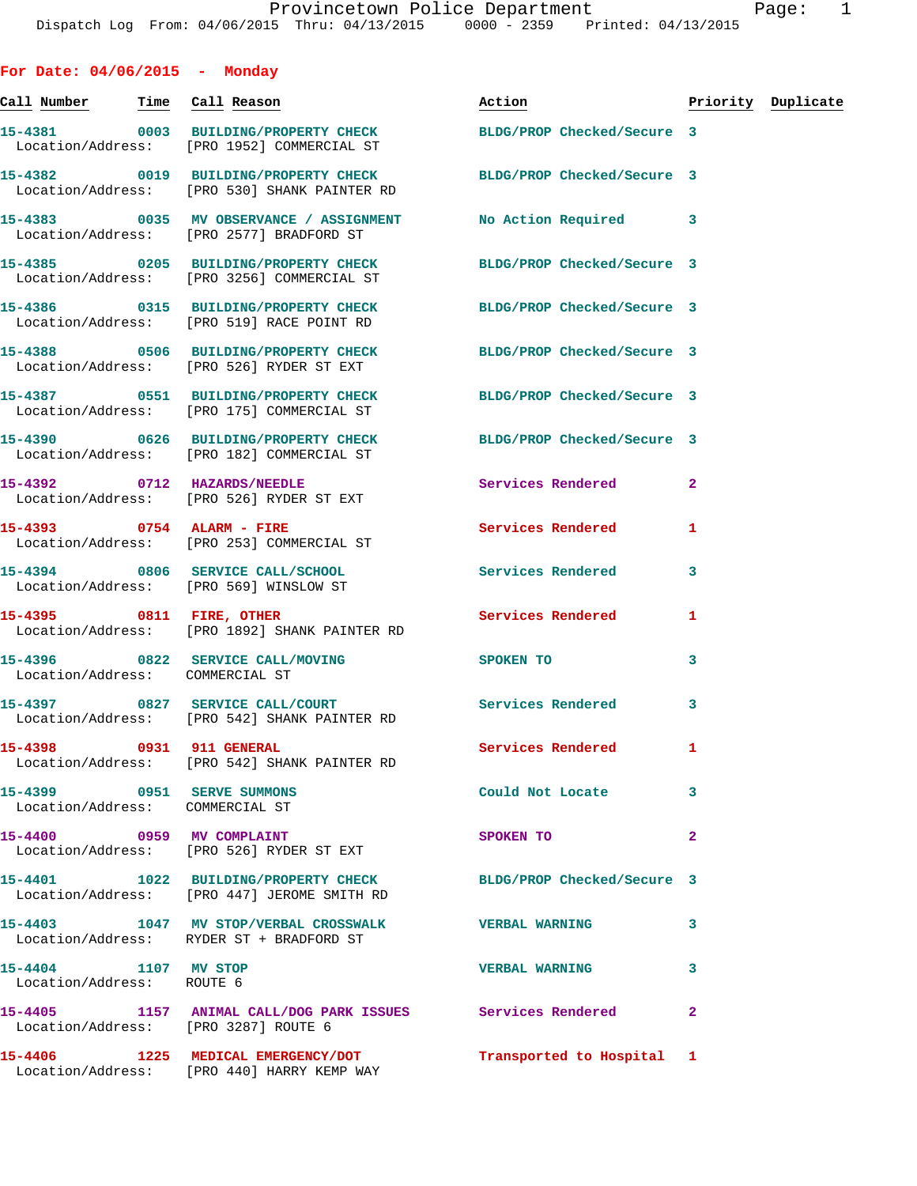Provincetown Police Department
Dispatch Log From: 04/06/2015 Thru: 04/13/2015 0000 - 2359 Printed: 04/13/2015

## For Date: 04/06/2015 - Monday

| Call Number | Time | Call Reason | Action | Priority | Duplicate |
|---|---|---|---|---|---|
| 15-4381 | 0003 | BUILDING/PROPERTY CHECK | BLDG/PROP Checked/Secure | 3 | |
| Location/Address: | | [PRO 1952] COMMERCIAL ST | | | |
| 15-4382 | 0019 | BUILDING/PROPERTY CHECK | BLDG/PROP Checked/Secure | 3 | |
| Location/Address: | | [PRO 530] SHANK PAINTER RD | | | |
| 15-4383 | 0035 | MV OBSERVANCE / ASSIGNMENT | No Action Required | 3 | |
| Location/Address: | | [PRO 2577] BRADFORD ST | | | |
| 15-4385 | 0205 | BUILDING/PROPERTY CHECK | BLDG/PROP Checked/Secure | 3 | |
| Location/Address: | | [PRO 3256] COMMERCIAL ST | | | |
| 15-4386 | 0315 | BUILDING/PROPERTY CHECK | BLDG/PROP Checked/Secure | 3 | |
| Location/Address: | | [PRO 519] RACE POINT RD | | | |
| 15-4388 | 0506 | BUILDING/PROPERTY CHECK | BLDG/PROP Checked/Secure | 3 | |
| Location/Address: | | [PRO 526] RYDER ST EXT | | | |
| 15-4387 | 0551 | BUILDING/PROPERTY CHECK | BLDG/PROP Checked/Secure | 3 | |
| Location/Address: | | [PRO 175] COMMERCIAL ST | | | |
| 15-4390 | 0626 | BUILDING/PROPERTY CHECK | BLDG/PROP Checked/Secure | 3 | |
| Location/Address: | | [PRO 182] COMMERCIAL ST | | | |
| 15-4392 | 0712 | HAZARDS/NEEDLE | Services Rendered | 2 | |
| Location/Address: | | [PRO 526] RYDER ST EXT | | | |
| 15-4393 | 0754 | ALARM - FIRE | Services Rendered | 1 | |
| Location/Address: | | [PRO 253] COMMERCIAL ST | | | |
| 15-4394 | 0806 | SERVICE CALL/SCHOOL | Services Rendered | 3 | |
| Location/Address: | | [PRO 569] WINSLOW ST | | | |
| 15-4395 | 0811 | FIRE, OTHER | Services Rendered | 1 | |
| Location/Address: | | [PRO 1892] SHANK PAINTER RD | | | |
| 15-4396 | 0822 | SERVICE CALL/MOVING | SPOKEN TO | 3 | |
| Location/Address: | | COMMERCIAL ST | | | |
| 15-4397 | 0827 | SERVICE CALL/COURT | Services Rendered | 3 | |
| Location/Address: | | [PRO 542] SHANK PAINTER RD | | | |
| 15-4398 | 0931 | 911 GENERAL | Services Rendered | 1 | |
| Location/Address: | | [PRO 542] SHANK PAINTER RD | | | |
| 15-4399 | 0951 | SERVE SUMMONS | Could Not Locate | 3 | |
| Location/Address: | | COMMERCIAL ST | | | |
| 15-4400 | 0959 | MV COMPLAINT | SPOKEN TO | 2 | |
| Location/Address: | | [PRO 526] RYDER ST EXT | | | |
| 15-4401 | 1022 | BUILDING/PROPERTY CHECK | BLDG/PROP Checked/Secure | 3 | |
| Location/Address: | | [PRO 447] JEROME SMITH RD | | | |
| 15-4403 | 1047 | MV STOP/VERBAL CROSSWALK | VERBAL WARNING | 3 | |
| Location/Address: | | RYDER ST + BRADFORD ST | | | |
| 15-4404 | 1107 | MV STOP | VERBAL WARNING | 3 | |
| Location/Address: | | ROUTE 6 | | | |
| 15-4405 | 1157 | ANIMAL CALL/DOG PARK ISSUES | Services Rendered | 2 | |
| Location/Address: | | [PRO 3287] ROUTE 6 | | | |
| 15-4406 | 1225 | MEDICAL EMERGENCY/DOT | Transported to Hospital | 1 | |
| Location/Address: | | [PRO 440] HARRY KEMP WAY | | | |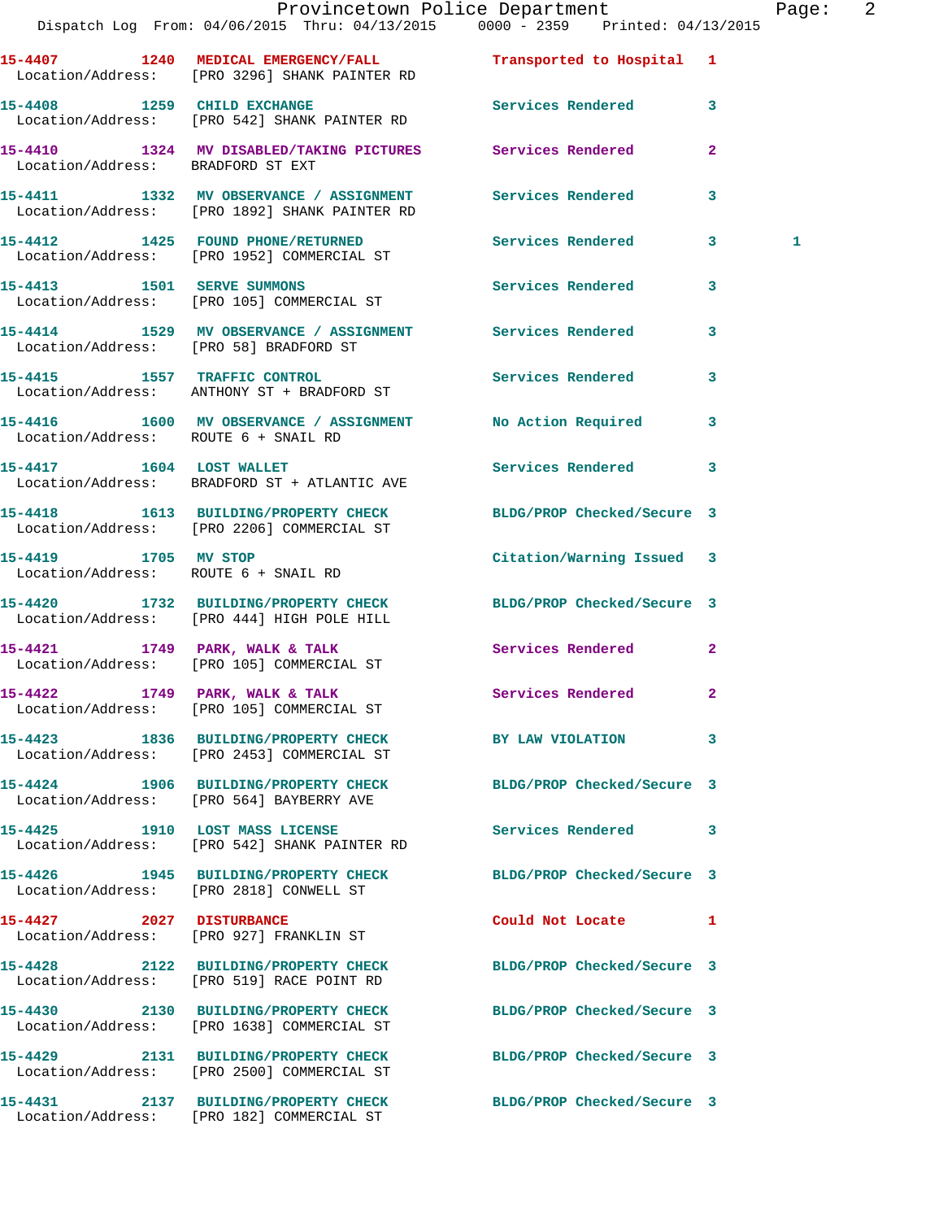15-4407 1240 MEDICAL EMERGENCY/FALL Transported to Hospital 1
Location/Address: [PRO 3296] SHANK PAINTER RD

15-4408 1259 CHILD EXCHANGE Services Rendered 3
Location/Address: [PRO 542] SHANK PAINTER RD

15-4410 1324 MV DISABLED/TAKING PICTURES Services Rendered 2
Location/Address: BRADFORD ST EXT

15-4411 1332 MV OBSERVANCE / ASSIGNMENT Services Rendered 3
Location/Address: [PRO 1892] SHANK PAINTER RD

15-4412 1425 FOUND PHONE/RETURNED Services Rendered 3 1
Location/Address: [PRO 1952] COMMERCIAL ST

15-4413 1501 SERVE SUMMONS Services Rendered 3
Location/Address: [PRO 105] COMMERCIAL ST

15-4414 1529 MV OBSERVANCE / ASSIGNMENT Services Rendered 3
Location/Address: [PRO 58] BRADFORD ST

15-4415 1557 TRAFFIC CONTROL Services Rendered 3
Location/Address: ANTHONY ST + BRADFORD ST

15-4416 1600 MV OBSERVANCE / ASSIGNMENT No Action Required 3
Location/Address: ROUTE 6 + SNAIL RD

15-4417 1604 LOST WALLET Services Rendered 3
Location/Address: BRADFORD ST + ATLANTIC AVE

15-4418 1613 BUILDING/PROPERTY CHECK BLDG/PROP Checked/Secure 3
Location/Address: [PRO 2206] COMMERCIAL ST

15-4419 1705 MV STOP Citation/Warning Issued 3
Location/Address: ROUTE 6 + SNAIL RD

15-4420 1732 BUILDING/PROPERTY CHECK BLDG/PROP Checked/Secure 3
Location/Address: [PRO 444] HIGH POLE HILL

15-4421 1749 PARK, WALK & TALK Services Rendered 2
Location/Address: [PRO 105] COMMERCIAL ST

15-4422 1749 PARK, WALK & TALK Services Rendered 2
Location/Address: [PRO 105] COMMERCIAL ST

15-4423 1836 BUILDING/PROPERTY CHECK BY LAW VIOLATION 3
Location/Address: [PRO 2453] COMMERCIAL ST

15-4424 1906 BUILDING/PROPERTY CHECK BLDG/PROP Checked/Secure 3
Location/Address: [PRO 564] BAYBERRY AVE

15-4425 1910 LOST MASS LICENSE Services Rendered 3
Location/Address: [PRO 542] SHANK PAINTER RD

15-4426 1945 BUILDING/PROPERTY CHECK BLDG/PROP Checked/Secure 3
Location/Address: [PRO 2818] CONWELL ST

15-4427 2027 DISTURBANCE Could Not Locate 1
Location/Address: [PRO 927] FRANKLIN ST

15-4428 2122 BUILDING/PROPERTY CHECK BLDG/PROP Checked/Secure 3
Location/Address: [PRO 519] RACE POINT RD

15-4430 2130 BUILDING/PROPERTY CHECK BLDG/PROP Checked/Secure 3
Location/Address: [PRO 1638] COMMERCIAL ST

15-4429 2131 BUILDING/PROPERTY CHECK BLDG/PROP Checked/Secure 3
Location/Address: [PRO 2500] COMMERCIAL ST

15-4431 2137 BUILDING/PROPERTY CHECK BLDG/PROP Checked/Secure 3
Location/Address: [PRO 182] COMMERCIAL ST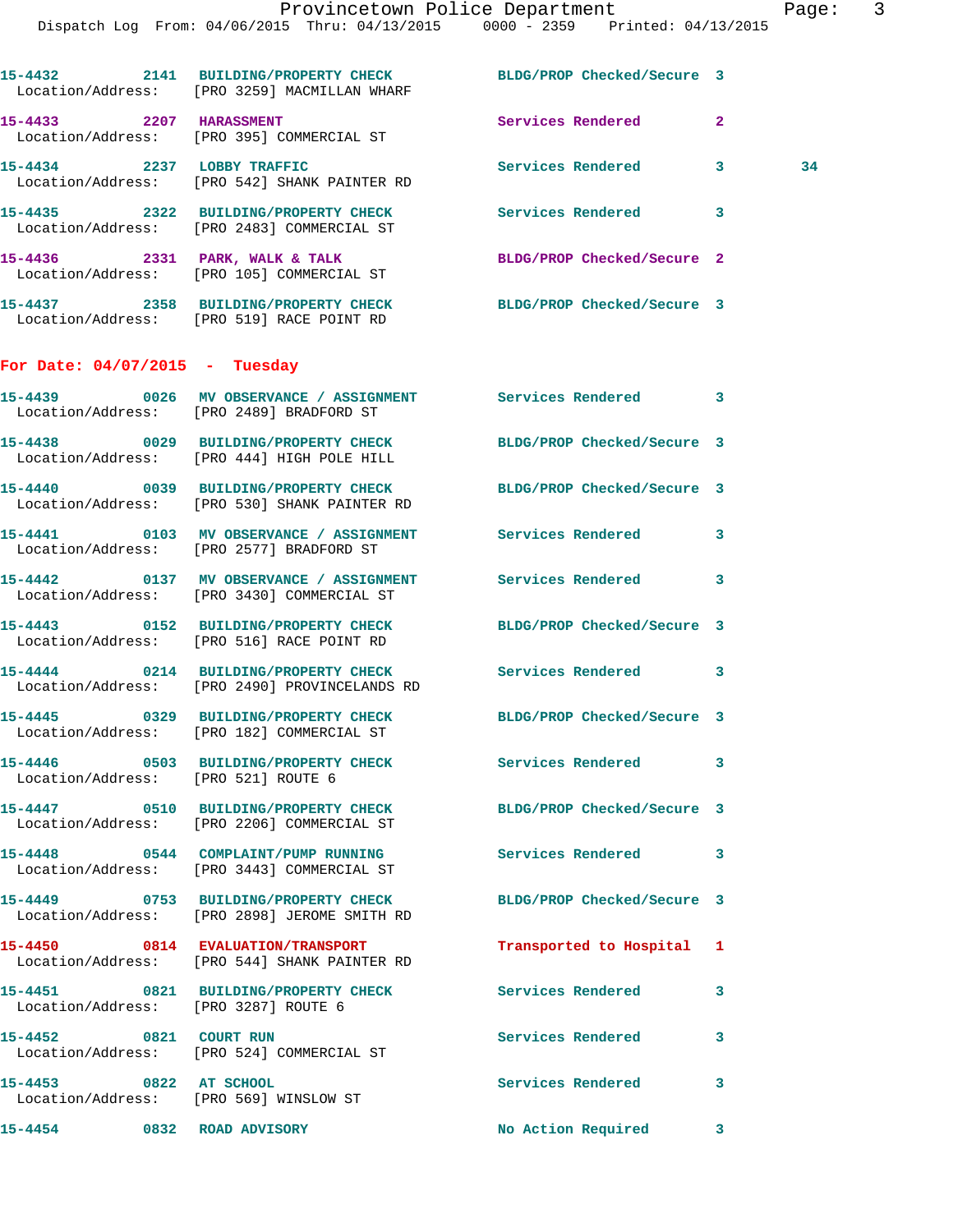15-4432 2141 BUILDING/PROPERTY CHECK BLDG/PROP Checked/Secure 3
Location/Address: [PRO 3259] MACMILLAN WHARF

15-4433 2207 HARASSMENT Services Rendered 2
Location/Address: [PRO 395] COMMERCIAL ST

15-4434 2237 LOBBY TRAFFIC Services Rendered 3 34
Location/Address: [PRO 542] SHANK PAINTER RD

15-4435 2322 BUILDING/PROPERTY CHECK Services Rendered 3
Location/Address: [PRO 2483] COMMERCIAL ST

15-4436 2331 PARK, WALK & TALK BLDG/PROP Checked/Secure 2
Location/Address: [PRO 105] COMMERCIAL ST

15-4437 2358 BUILDING/PROPERTY CHECK BLDG/PROP Checked/Secure 3
Location/Address: [PRO 519] RACE POINT RD

## For Date: 04/07/2015 - Tuesday

15-4439 0026 MV OBSERVANCE / ASSIGNMENT Services Rendered 3
Location/Address: [PRO 2489] BRADFORD ST

15-4438 0029 BUILDING/PROPERTY CHECK BLDG/PROP Checked/Secure 3
Location/Address: [PRO 444] HIGH POLE HILL

15-4440 0039 BUILDING/PROPERTY CHECK BLDG/PROP Checked/Secure 3
Location/Address: [PRO 530] SHANK PAINTER RD

15-4441 0103 MV OBSERVANCE / ASSIGNMENT Services Rendered 3
Location/Address: [PRO 2577] BRADFORD ST

15-4442 0137 MV OBSERVANCE / ASSIGNMENT Services Rendered 3
Location/Address: [PRO 3430] COMMERCIAL ST

15-4443 0152 BUILDING/PROPERTY CHECK BLDG/PROP Checked/Secure 3
Location/Address: [PRO 516] RACE POINT RD

15-4444 0214 BUILDING/PROPERTY CHECK Services Rendered 3
Location/Address: [PRO 2490] PROVINCELANDS RD

15-4445 0329 BUILDING/PROPERTY CHECK BLDG/PROP Checked/Secure 3
Location/Address: [PRO 182] COMMERCIAL ST

15-4446 0503 BUILDING/PROPERTY CHECK Services Rendered 3
Location/Address: [PRO 521] ROUTE 6

15-4447 0510 BUILDING/PROPERTY CHECK BLDG/PROP Checked/Secure 3
Location/Address: [PRO 2206] COMMERCIAL ST

15-4448 0544 COMPLAINT/PUMP RUNNING Services Rendered 3
Location/Address: [PRO 3443] COMMERCIAL ST

15-4449 0753 BUILDING/PROPERTY CHECK BLDG/PROP Checked/Secure 3
Location/Address: [PRO 2898] JEROME SMITH RD

15-4450 0814 EVALUATION/TRANSPORT Transported to Hospital 1
Location/Address: [PRO 544] SHANK PAINTER RD

15-4451 0821 BUILDING/PROPERTY CHECK Services Rendered 3
Location/Address: [PRO 3287] ROUTE 6

15-4452 0821 COURT RUN Services Rendered 3
Location/Address: [PRO 524] COMMERCIAL ST

15-4453 0822 AT SCHOOL Services Rendered 3
Location/Address: [PRO 569] WINSLOW ST

15-4454 0832 ROAD ADVISORY No Action Required 3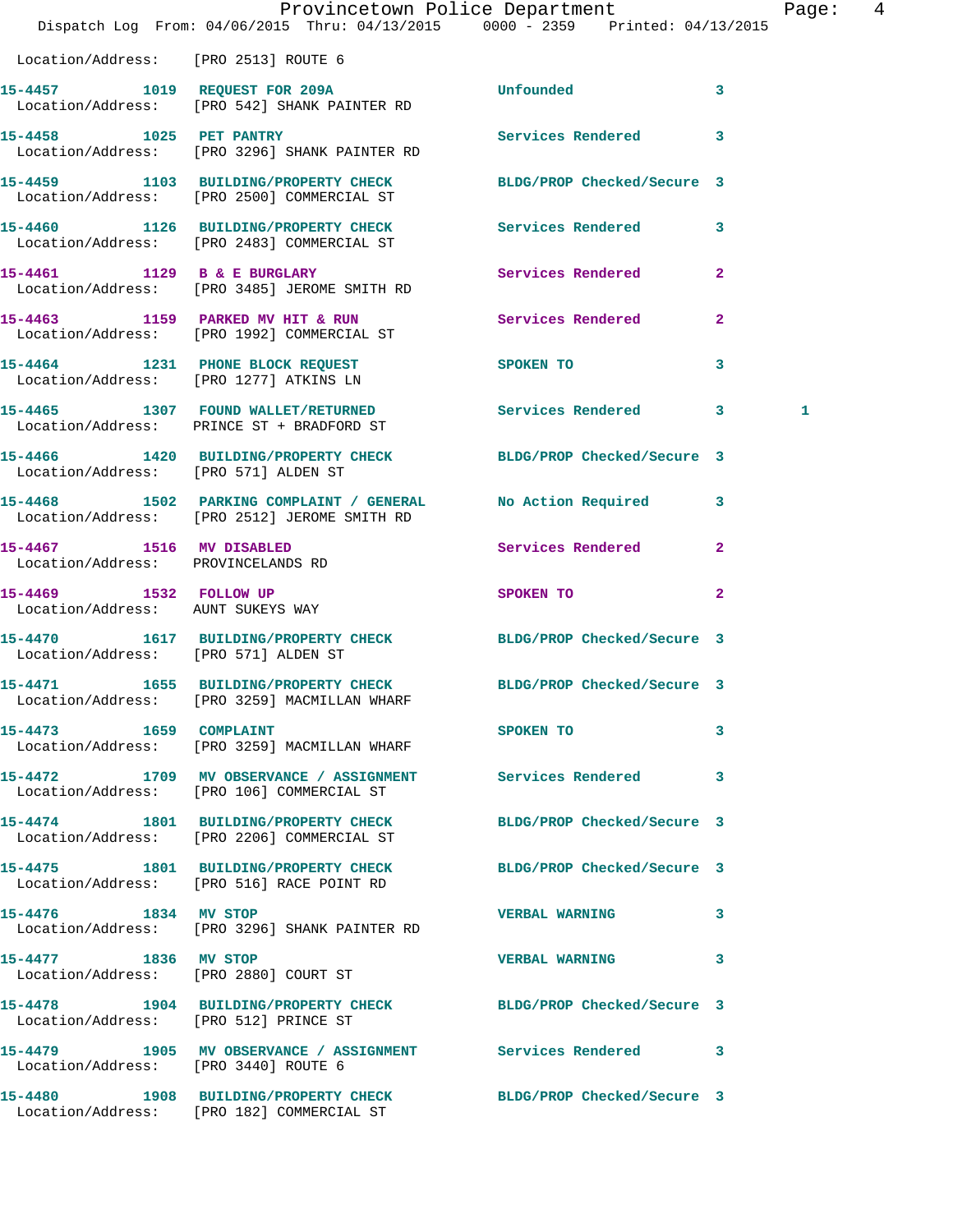Location/Address: [PRO 2513] ROUTE 6

| Call # | Time | Call Reason | Action | Priority | |
|---|---|---|---|---|---|
| 15-4457 | 1019 | REQUEST FOR 209A | Unfounded | 3 | |
| Location/Address: [PRO 542] SHANK PAINTER RD | | | | | |
| 15-4458 | 1025 | PET PANTRY | Services Rendered | 3 | |
| Location/Address: [PRO 3296] SHANK PAINTER RD | | | | | |
| 15-4459 | 1103 | BUILDING/PROPERTY CHECK | BLDG/PROP Checked/Secure | 3 | |
| Location/Address: [PRO 2500] COMMERCIAL ST | | | | | |
| 15-4460 | 1126 | BUILDING/PROPERTY CHECK | Services Rendered | 3 | |
| Location/Address: [PRO 2483] COMMERCIAL ST | | | | | |
| 15-4461 | 1129 | B & E BURGLARY | Services Rendered | 2 | |
| Location/Address: [PRO 3485] JEROME SMITH RD | | | | | |
| 15-4463 | 1159 | PARKED MV HIT & RUN | Services Rendered | 2 | |
| Location/Address: [PRO 1992] COMMERCIAL ST | | | | | |
| 15-4464 | 1231 | PHONE BLOCK REQUEST | SPOKEN TO | 3 | |
| Location/Address: [PRO 1277] ATKINS LN | | | | | |
| 15-4465 | 1307 | FOUND WALLET/RETURNED | Services Rendered | 3 | 1 |
| Location/Address: PRINCE ST + BRADFORD ST | | | | | |
| 15-4466 | 1420 | BUILDING/PROPERTY CHECK | BLDG/PROP Checked/Secure | 3 | |
| Location/Address: [PRO 571] ALDEN ST | | | | | |
| 15-4468 | 1502 | PARKING COMPLAINT / GENERAL | No Action Required | 3 | |
| Location/Address: [PRO 2512] JEROME SMITH RD | | | | | |
| 15-4467 | 1516 | MV DISABLED | Services Rendered | 2 | |
| Location/Address: PROVINCELANDS RD | | | | | |
| 15-4469 | 1532 | FOLLOW UP | SPOKEN TO | 2 | |
| Location/Address: AUNT SUKEYS WAY | | | | | |
| 15-4470 | 1617 | BUILDING/PROPERTY CHECK | BLDG/PROP Checked/Secure | 3 | |
| Location/Address: [PRO 571] ALDEN ST | | | | | |
| 15-4471 | 1655 | BUILDING/PROPERTY CHECK | BLDG/PROP Checked/Secure | 3 | |
| Location/Address: [PRO 3259] MACMILLAN WHARF | | | | | |
| 15-4473 | 1659 | COMPLAINT | SPOKEN TO | 3 | |
| Location/Address: [PRO 3259] MACMILLAN WHARF | | | | | |
| 15-4472 | 1709 | MV OBSERVANCE / ASSIGNMENT | Services Rendered | 3 | |
| Location/Address: [PRO 106] COMMERCIAL ST | | | | | |
| 15-4474 | 1801 | BUILDING/PROPERTY CHECK | BLDG/PROP Checked/Secure | 3 | |
| Location/Address: [PRO 2206] COMMERCIAL ST | | | | | |
| 15-4475 | 1801 | BUILDING/PROPERTY CHECK | BLDG/PROP Checked/Secure | 3 | |
| Location/Address: [PRO 516] RACE POINT RD | | | | | |
| 15-4476 | 1834 | MV STOP | VERBAL WARNING | 3 | |
| Location/Address: [PRO 3296] SHANK PAINTER RD | | | | | |
| 15-4477 | 1836 | MV STOP | VERBAL WARNING | 3 | |
| Location/Address: [PRO 2880] COURT ST | | | | | |
| 15-4478 | 1904 | BUILDING/PROPERTY CHECK | BLDG/PROP Checked/Secure | 3 | |
| Location/Address: [PRO 512] PRINCE ST | | | | | |
| 15-4479 | 1905 | MV OBSERVANCE / ASSIGNMENT | Services Rendered | 3 | |
| Location/Address: [PRO 3440] ROUTE 6 | | | | | |
| 15-4480 | 1908 | BUILDING/PROPERTY CHECK | BLDG/PROP Checked/Secure | 3 | |
| Location/Address: [PRO 182] COMMERCIAL ST | | | | | |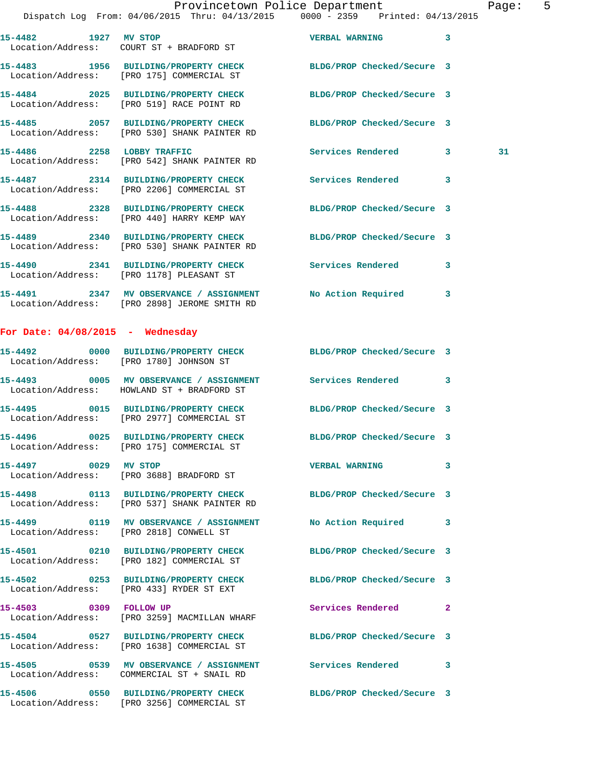15-4482 1927 MV STOP VERBAL WARNING 3
Location/Address: COURT ST + BRADFORD ST

15-4483 1956 BUILDING/PROPERTY CHECK BLDG/PROP Checked/Secure 3
Location/Address: [PRO 175] COMMERCIAL ST

15-4484 2025 BUILDING/PROPERTY CHECK BLDG/PROP Checked/Secure 3
Location/Address: [PRO 519] RACE POINT RD

15-4485 2057 BUILDING/PROPERTY CHECK BLDG/PROP Checked/Secure 3
Location/Address: [PRO 530] SHANK PAINTER RD

15-4486 2258 LOBBY TRAFFIC Services Rendered 3 31
Location/Address: [PRO 542] SHANK PAINTER RD

15-4487 2314 BUILDING/PROPERTY CHECK Services Rendered 3
Location/Address: [PRO 2206] COMMERCIAL ST

15-4488 2328 BUILDING/PROPERTY CHECK BLDG/PROP Checked/Secure 3
Location/Address: [PRO 440] HARRY KEMP WAY

15-4489 2340 BUILDING/PROPERTY CHECK BLDG/PROP Checked/Secure 3
Location/Address: [PRO 530] SHANK PAINTER RD

15-4490 2341 BUILDING/PROPERTY CHECK Services Rendered 3
Location/Address: [PRO 1178] PLEASANT ST

15-4491 2347 MV OBSERVANCE / ASSIGNMENT No Action Required 3
Location/Address: [PRO 2898] JEROME SMITH RD

## For Date: 04/08/2015 - Wednesday

15-4492 0000 BUILDING/PROPERTY CHECK BLDG/PROP Checked/Secure 3
Location/Address: [PRO 1780] JOHNSON ST

15-4493 0005 MV OBSERVANCE / ASSIGNMENT Services Rendered 3
Location/Address: HOWLAND ST + BRADFORD ST

15-4495 0015 BUILDING/PROPERTY CHECK BLDG/PROP Checked/Secure 3
Location/Address: [PRO 2977] COMMERCIAL ST

15-4496 0025 BUILDING/PROPERTY CHECK BLDG/PROP Checked/Secure 3
Location/Address: [PRO 175] COMMERCIAL ST

15-4497 0029 MV STOP VERBAL WARNING 3
Location/Address: [PRO 3688] BRADFORD ST

15-4498 0113 BUILDING/PROPERTY CHECK BLDG/PROP Checked/Secure 3
Location/Address: [PRO 537] SHANK PAINTER RD

15-4499 0119 MV OBSERVANCE / ASSIGNMENT No Action Required 3
Location/Address: [PRO 2818] CONWELL ST

15-4501 0210 BUILDING/PROPERTY CHECK BLDG/PROP Checked/Secure 3
Location/Address: [PRO 182] COMMERCIAL ST

15-4502 0253 BUILDING/PROPERTY CHECK BLDG/PROP Checked/Secure 3
Location/Address: [PRO 433] RYDER ST EXT

15-4503 0309 FOLLOW UP Services Rendered 2
Location/Address: [PRO 3259] MACMILLAN WHARF

15-4504 0527 BUILDING/PROPERTY CHECK BLDG/PROP Checked/Secure 3
Location/Address: [PRO 1638] COMMERCIAL ST

15-4505 0539 MV OBSERVANCE / ASSIGNMENT Services Rendered 3
Location/Address: COMMERCIAL ST + SNAIL RD

15-4506 0550 BUILDING/PROPERTY CHECK BLDG/PROP Checked/Secure 3
Location/Address: [PRO 3256] COMMERCIAL ST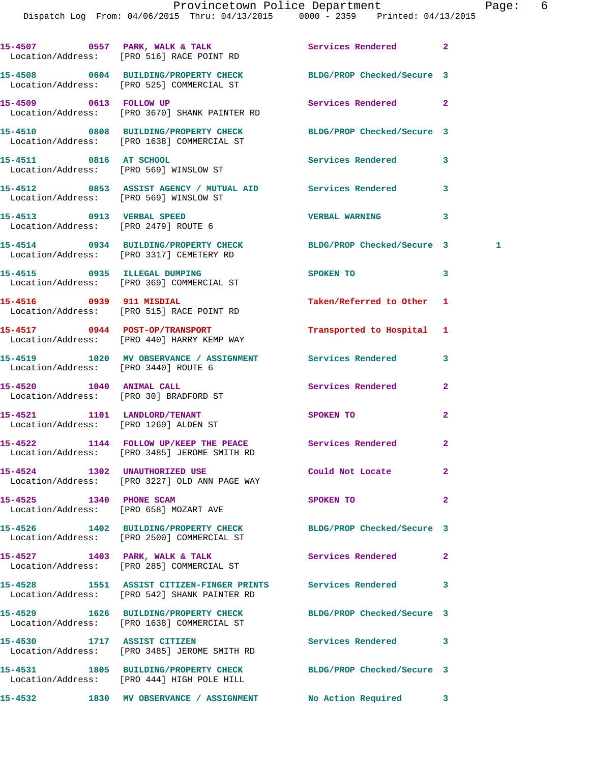| Call # | Time | Call Reason | Action | Priority | |
|---|---|---|---|---|---|
| 15-4507 | 0557 | PARK, WALK & TALK | Services Rendered | 2 | |
| Location/Address: [PRO 516] RACE POINT RD | | | | | |
| 15-4508 | 0604 | BUILDING/PROPERTY CHECK | BLDG/PROP Checked/Secure | 3 | |
| Location/Address: [PRO 525] COMMERCIAL ST | | | | | |
| 15-4509 | 0613 | FOLLOW UP | Services Rendered | 2 | |
| Location/Address: [PRO 3670] SHANK PAINTER RD | | | | | |
| 15-4510 | 0808 | BUILDING/PROPERTY CHECK | BLDG/PROP Checked/Secure | 3 | |
| Location/Address: [PRO 1638] COMMERCIAL ST | | | | | |
| 15-4511 | 0816 | AT SCHOOL | Services Rendered | 3 | |
| Location/Address: [PRO 569] WINSLOW ST | | | | | |
| 15-4512 | 0853 | ASSIST AGENCY / MUTUAL AID | Services Rendered | 3 | |
| Location/Address: [PRO 569] WINSLOW ST | | | | | |
| 15-4513 | 0913 | VERBAL SPEED | VERBAL WARNING | 3 | |
| Location/Address: [PRO 2479] ROUTE 6 | | | | | |
| 15-4514 | 0934 | BUILDING/PROPERTY CHECK | BLDG/PROP Checked/Secure | 3 | 1 |
| Location/Address: [PRO 3317] CEMETERY RD | | | | | |
| 15-4515 | 0935 | ILLEGAL DUMPING | SPOKEN TO | 3 | |
| Location/Address: [PRO 369] COMMERCIAL ST | | | | | |
| 15-4516 | 0939 | 911 MISDIAL | Taken/Referred to Other | 1 | |
| Location/Address: [PRO 515] RACE POINT RD | | | | | |
| 15-4517 | 0944 | POST-OP/TRANSPORT | Transported to Hospital | 1 | |
| Location/Address: [PRO 440] HARRY KEMP WAY | | | | | |
| 15-4519 | 1020 | MV OBSERVANCE / ASSIGNMENT | Services Rendered | 3 | |
| Location/Address: [PRO 3440] ROUTE 6 | | | | | |
| 15-4520 | 1040 | ANIMAL CALL | Services Rendered | 2 | |
| Location/Address: [PRO 30] BRADFORD ST | | | | | |
| 15-4521 | 1101 | LANDLORD/TENANT | SPOKEN TO | 2 | |
| Location/Address: [PRO 1269] ALDEN ST | | | | | |
| 15-4522 | 1144 | FOLLOW UP/KEEP THE PEACE | Services Rendered | 2 | |
| Location/Address: [PRO 3485] JEROME SMITH RD | | | | | |
| 15-4524 | 1302 | UNAUTHORIZED USE | Could Not Locate | 2 | |
| Location/Address: [PRO 3227] OLD ANN PAGE WAY | | | | | |
| 15-4525 | 1340 | PHONE SCAM | SPOKEN TO | 2 | |
| Location/Address: [PRO 658] MOZART AVE | | | | | |
| 15-4526 | 1402 | BUILDING/PROPERTY CHECK | BLDG/PROP Checked/Secure | 3 | |
| Location/Address: [PRO 2500] COMMERCIAL ST | | | | | |
| 15-4527 | 1403 | PARK, WALK & TALK | Services Rendered | 2 | |
| Location/Address: [PRO 285] COMMERCIAL ST | | | | | |
| 15-4528 | 1551 | ASSIST CITIZEN-FINGER PRINTS | Services Rendered | 3 | |
| Location/Address: [PRO 542] SHANK PAINTER RD | | | | | |
| 15-4529 | 1626 | BUILDING/PROPERTY CHECK | BLDG/PROP Checked/Secure | 3 | |
| Location/Address: [PRO 1638] COMMERCIAL ST | | | | | |
| 15-4530 | 1717 | ASSIST CITIZEN | Services Rendered | 3 | |
| Location/Address: [PRO 3485] JEROME SMITH RD | | | | | |
| 15-4531 | 1805 | BUILDING/PROPERTY CHECK | BLDG/PROP Checked/Secure | 3 | |
| Location/Address: [PRO 444] HIGH POLE HILL | | | | | |
| 15-4532 | 1830 | MV OBSERVANCE / ASSIGNMENT | No Action Required | 3 | |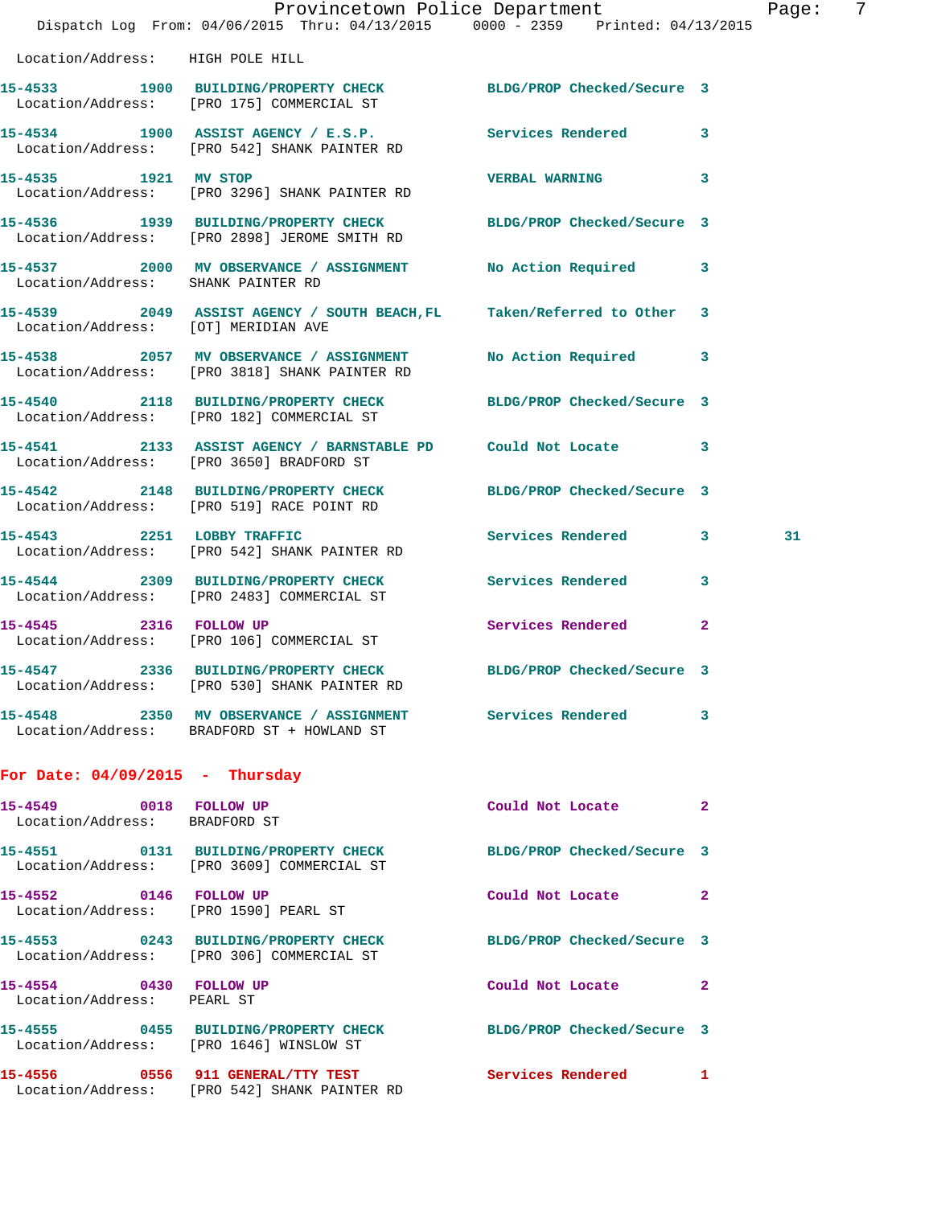Location/Address: HIGH POLE HILL

**15-4533** 1900 **BUILDING/PROPERTY CHECK** BLDG/PROP Checked/Secure 3
Location/Address: [PRO 175] COMMERCIAL ST

**15-4534** 1900 **ASSIST AGENCY / E.S.P.** Services Rendered 3
Location/Address: [PRO 542] SHANK PAINTER RD

**15-4535** 1921 **MV STOP** VERBAL WARNING 3
Location/Address: [PRO 3296] SHANK PAINTER RD

**15-4536** 1939 **BUILDING/PROPERTY CHECK** BLDG/PROP Checked/Secure 3
Location/Address: [PRO 2898] JEROME SMITH RD

**15-4537** 2000 **MV OBSERVANCE / ASSIGNMENT** No Action Required 3
Location/Address: SHANK PAINTER RD

**15-4539** 2049 **ASSIST AGENCY / SOUTH BEACH,FL** Taken/Referred to Other 3
Location/Address: [OT] MERIDIAN AVE

**15-4538** 2057 **MV OBSERVANCE / ASSIGNMENT** No Action Required 3
Location/Address: [PRO 3818] SHANK PAINTER RD

**15-4540** 2118 **BUILDING/PROPERTY CHECK** BLDG/PROP Checked/Secure 3
Location/Address: [PRO 182] COMMERCIAL ST

**15-4541** 2133 **ASSIST AGENCY / BARNSTABLE PD** Could Not Locate 3
Location/Address: [PRO 3650] BRADFORD ST

**15-4542** 2148 **BUILDING/PROPERTY CHECK** BLDG/PROP Checked/Secure 3
Location/Address: [PRO 519] RACE POINT RD

**15-4543** 2251 **LOBBY TRAFFIC** Services Rendered 3 31
Location/Address: [PRO 542] SHANK PAINTER RD

**15-4544** 2309 **BUILDING/PROPERTY CHECK** Services Rendered 3
Location/Address: [PRO 2483] COMMERCIAL ST

**15-4545** 2316 **FOLLOW UP** Services Rendered 2
Location/Address: [PRO 106] COMMERCIAL ST

**15-4547** 2336 **BUILDING/PROPERTY CHECK** BLDG/PROP Checked/Secure 3
Location/Address: [PRO 530] SHANK PAINTER RD

**15-4548** 2350 **MV OBSERVANCE / ASSIGNMENT** Services Rendered 3
Location/Address: BRADFORD ST + HOWLAND ST

## For Date: 04/09/2015 - Thursday

**15-4549** 0018 **FOLLOW UP** Could Not Locate 2
Location/Address: BRADFORD ST

**15-4551** 0131 **BUILDING/PROPERTY CHECK** BLDG/PROP Checked/Secure 3
Location/Address: [PRO 3609] COMMERCIAL ST

**15-4552** 0146 **FOLLOW UP** Could Not Locate 2
Location/Address: [PRO 1590] PEARL ST

**15-4553** 0243 **BUILDING/PROPERTY CHECK** BLDG/PROP Checked/Secure 3
Location/Address: [PRO 306] COMMERCIAL ST

**15-4554** 0430 **FOLLOW UP** Could Not Locate 2
Location/Address: PEARL ST

**15-4555** 0455 **BUILDING/PROPERTY CHECK** BLDG/PROP Checked/Secure 3
Location/Address: [PRO 1646] WINSLOW ST

**15-4556** 0556 **911 GENERAL/TTY TEST** Services Rendered 1
Location/Address: [PRO 542] SHANK PAINTER RD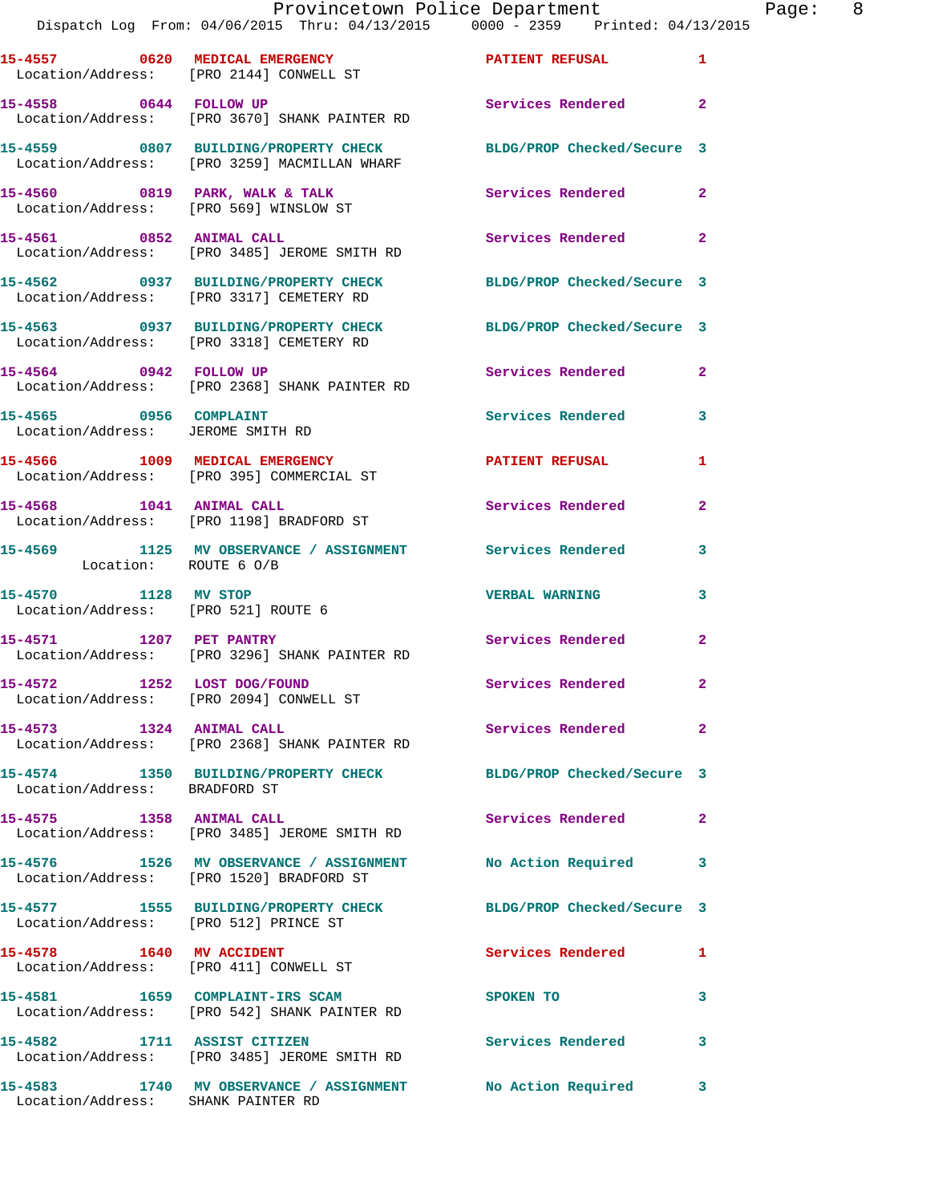| Call Number | Time | Call Reason | Action | Priority |
|---|---|---|---|---|
| 15-4557 | 0620 | MEDICAL EMERGENCY | PATIENT REFUSAL | 1 |
| Location/Address: | [PRO 2144] CONWELL ST | | | |
| 15-4558 | 0644 | FOLLOW UP | Services Rendered | 2 |
| Location/Address: | [PRO 3670] SHANK PAINTER RD | | | |
| 15-4559 | 0807 | BUILDING/PROPERTY CHECK | BLDG/PROP Checked/Secure | 3 |
| Location/Address: | [PRO 3259] MACMILLAN WHARF | | | |
| 15-4560 | 0819 | PARK, WALK & TALK | Services Rendered | 2 |
| Location/Address: | [PRO 569] WINSLOW ST | | | |
| 15-4561 | 0852 | ANIMAL CALL | Services Rendered | 2 |
| Location/Address: | [PRO 3485] JEROME SMITH RD | | | |
| 15-4562 | 0937 | BUILDING/PROPERTY CHECK | BLDG/PROP Checked/Secure | 3 |
| Location/Address: | [PRO 3317] CEMETERY RD | | | |
| 15-4563 | 0937 | BUILDING/PROPERTY CHECK | BLDG/PROP Checked/Secure | 3 |
| Location/Address: | [PRO 3318] CEMETERY RD | | | |
| 15-4564 | 0942 | FOLLOW UP | Services Rendered | 2 |
| Location/Address: | [PRO 2368] SHANK PAINTER RD | | | |
| 15-4565 | 0956 | COMPLAINT | Services Rendered | 3 |
| Location/Address: | JEROME SMITH RD | | | |
| 15-4566 | 1009 | MEDICAL EMERGENCY | PATIENT REFUSAL | 1 |
| Location/Address: | [PRO 395] COMMERCIAL ST | | | |
| 15-4568 | 1041 | ANIMAL CALL | Services Rendered | 2 |
| Location/Address: | [PRO 1198] BRADFORD ST | | | |
| 15-4569 | 1125 | MV OBSERVANCE / ASSIGNMENT | Services Rendered | 3 |
| Location: | ROUTE 6 O/B | | | |
| 15-4570 | 1128 | MV STOP | VERBAL WARNING | 3 |
| Location/Address: | [PRO 521] ROUTE 6 | | | |
| 15-4571 | 1207 | PET PANTRY | Services Rendered | 2 |
| Location/Address: | [PRO 3296] SHANK PAINTER RD | | | |
| 15-4572 | 1252 | LOST DOG/FOUND | Services Rendered | 2 |
| Location/Address: | [PRO 2094] CONWELL ST | | | |
| 15-4573 | 1324 | ANIMAL CALL | Services Rendered | 2 |
| Location/Address: | [PRO 2368] SHANK PAINTER RD | | | |
| 15-4574 | 1350 | BUILDING/PROPERTY CHECK | BLDG/PROP Checked/Secure | 3 |
| Location/Address: | BRADFORD ST | | | |
| 15-4575 | 1358 | ANIMAL CALL | Services Rendered | 2 |
| Location/Address: | [PRO 3485] JEROME SMITH RD | | | |
| 15-4576 | 1526 | MV OBSERVANCE / ASSIGNMENT | No Action Required | 3 |
| Location/Address: | [PRO 1520] BRADFORD ST | | | |
| 15-4577 | 1555 | BUILDING/PROPERTY CHECK | BLDG/PROP Checked/Secure | 3 |
| Location/Address: | [PRO 512] PRINCE ST | | | |
| 15-4578 | 1640 | MV ACCIDENT | Services Rendered | 1 |
| Location/Address: | [PRO 411] CONWELL ST | | | |
| 15-4581 | 1659 | COMPLAINT-IRS SCAM | SPOKEN TO | 3 |
| Location/Address: | [PRO 542] SHANK PAINTER RD | | | |
| 15-4582 | 1711 | ASSIST CITIZEN | Services Rendered | 3 |
| Location/Address: | [PRO 3485] JEROME SMITH RD | | | |
| 15-4583 | 1740 | MV OBSERVANCE / ASSIGNMENT | No Action Required | 3 |
| Location/Address: | SHANK PAINTER RD | | | |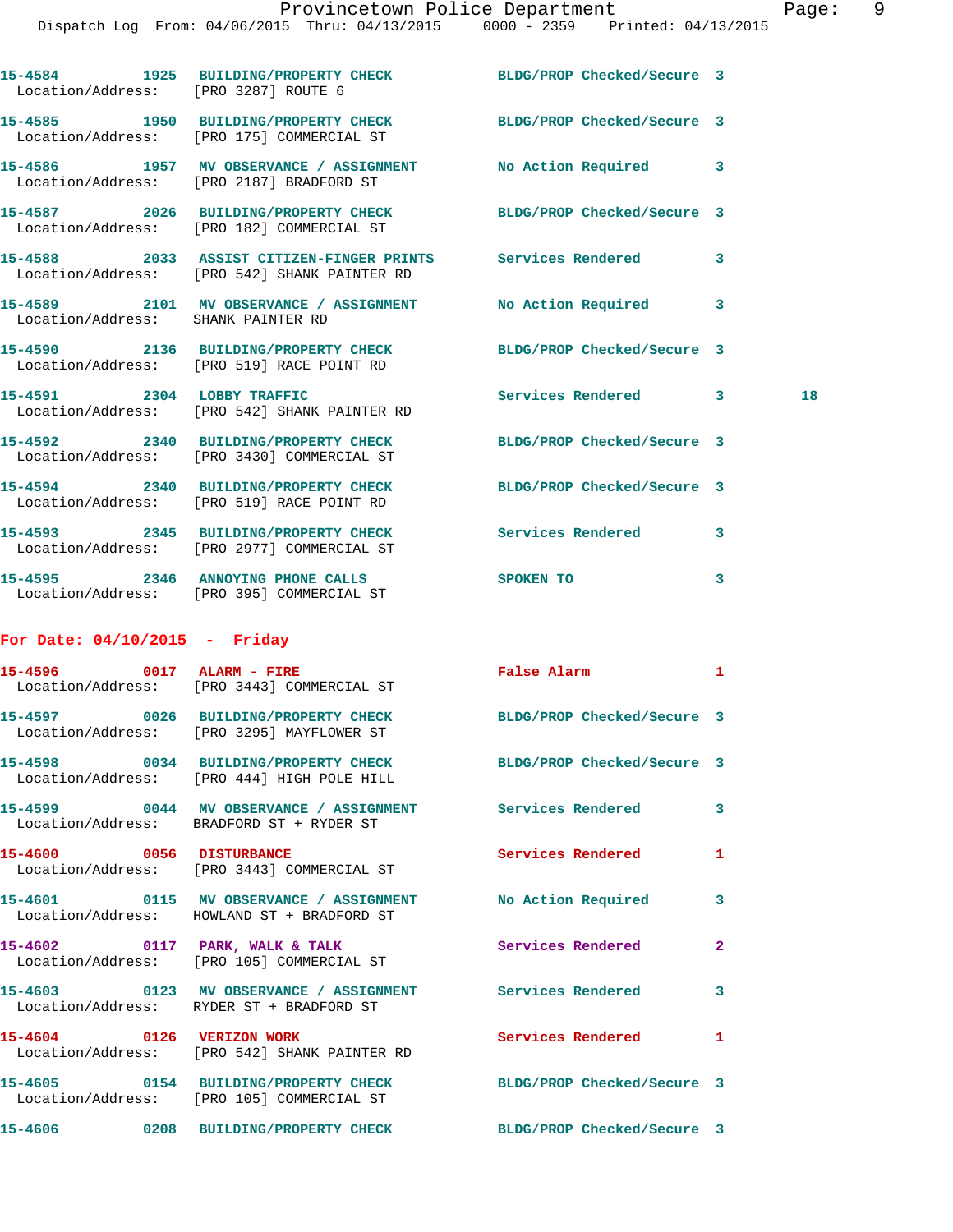15-4584 1925 BUILDING/PROPERTY CHECK BLDG/PROP Checked/Secure 3
Location/Address: [PRO 3287] ROUTE 6

15-4585 1950 BUILDING/PROPERTY CHECK BLDG/PROP Checked/Secure 3
Location/Address: [PRO 175] COMMERCIAL ST

15-4586 1957 MV OBSERVANCE / ASSIGNMENT No Action Required 3
Location/Address: [PRO 2187] BRADFORD ST

15-4587 2026 BUILDING/PROPERTY CHECK BLDG/PROP Checked/Secure 3
Location/Address: [PRO 182] COMMERCIAL ST

15-4588 2033 ASSIST CITIZEN-FINGER PRINTS Services Rendered 3
Location/Address: [PRO 542] SHANK PAINTER RD

15-4589 2101 MV OBSERVANCE / ASSIGNMENT No Action Required 3
Location/Address: SHANK PAINTER RD

15-4590 2136 BUILDING/PROPERTY CHECK BLDG/PROP Checked/Secure 3
Location/Address: [PRO 519] RACE POINT RD

15-4591 2304 LOBBY TRAFFIC Services Rendered 3 18
Location/Address: [PRO 542] SHANK PAINTER RD

15-4592 2340 BUILDING/PROPERTY CHECK BLDG/PROP Checked/Secure 3
Location/Address: [PRO 3430] COMMERCIAL ST

15-4594 2340 BUILDING/PROPERTY CHECK BLDG/PROP Checked/Secure 3
Location/Address: [PRO 519] RACE POINT RD

15-4593 2345 BUILDING/PROPERTY CHECK Services Rendered 3
Location/Address: [PRO 2977] COMMERCIAL ST

15-4595 2346 ANNOYING PHONE CALLS SPOKEN TO 3
Location/Address: [PRO 395] COMMERCIAL ST

**For Date: 04/10/2015 - Friday**

15-4596 0017 ALARM - FIRE False Alarm 1
Location/Address: [PRO 3443] COMMERCIAL ST

15-4597 0026 BUILDING/PROPERTY CHECK BLDG/PROP Checked/Secure 3
Location/Address: [PRO 3295] MAYFLOWER ST

15-4598 0034 BUILDING/PROPERTY CHECK BLDG/PROP Checked/Secure 3
Location/Address: [PRO 444] HIGH POLE HILL

15-4599 0044 MV OBSERVANCE / ASSIGNMENT Services Rendered 3
Location/Address: BRADFORD ST + RYDER ST

15-4600 0056 DISTURBANCE Services Rendered 1
Location/Address: [PRO 3443] COMMERCIAL ST

15-4601 0115 MV OBSERVANCE / ASSIGNMENT No Action Required 3
Location/Address: HOWLAND ST + BRADFORD ST

15-4602 0117 PARK, WALK & TALK Services Rendered 2
Location/Address: [PRO 105] COMMERCIAL ST

15-4603 0123 MV OBSERVANCE / ASSIGNMENT Services Rendered 3
Location/Address: RYDER ST + BRADFORD ST

15-4604 0126 VERIZON WORK Services Rendered 1
Location/Address: [PRO 542] SHANK PAINTER RD

15-4605 0154 BUILDING/PROPERTY CHECK BLDG/PROP Checked/Secure 3
Location/Address: [PRO 105] COMMERCIAL ST

15-4606 0208 BUILDING/PROPERTY CHECK BLDG/PROP Checked/Secure 3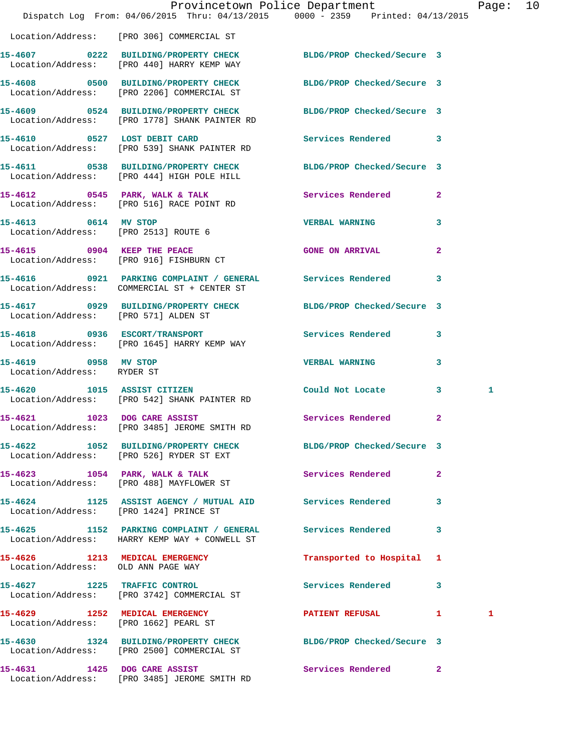Location/Address: [PRO 306] COMMERCIAL ST

**15-4607 0222 BUILDING/PROPERTY CHECK** BLDG/PROP Checked/Secure 3
Location/Address: [PRO 440] HARRY KEMP WAY

**15-4608 0500 BUILDING/PROPERTY CHECK** BLDG/PROP Checked/Secure 3
Location/Address: [PRO 2206] COMMERCIAL ST

**15-4609 0524 BUILDING/PROPERTY CHECK** BLDG/PROP Checked/Secure 3
Location/Address: [PRO 1778] SHANK PAINTER RD

**15-4610 0527 LOST DEBIT CARD** Services Rendered 3
Location/Address: [PRO 539] SHANK PAINTER RD

**15-4611 0538 BUILDING/PROPERTY CHECK** BLDG/PROP Checked/Secure 3
Location/Address: [PRO 444] HIGH POLE HILL

**15-4612 0545 PARK, WALK & TALK** Services Rendered 2
Location/Address: [PRO 516] RACE POINT RD

**15-4613 0614 MV STOP** VERBAL WARNING 3
Location/Address: [PRO 2513] ROUTE 6

**15-4615 0904 KEEP THE PEACE** GONE ON ARRIVAL 2
Location/Address: [PRO 916] FISHBURN CT

**15-4616 0921 PARKING COMPLAINT / GENERAL** Services Rendered 3
Location/Address: COMMERCIAL ST + CENTER ST

**15-4617 0929 BUILDING/PROPERTY CHECK** BLDG/PROP Checked/Secure 3
Location/Address: [PRO 571] ALDEN ST

**15-4618 0936 ESCORT/TRANSPORT** Services Rendered 3
Location/Address: [PRO 1645] HARRY KEMP WAY

**15-4619 0958 MV STOP** VERBAL WARNING 3
Location/Address: RYDER ST

**15-4620 1015 ASSIST CITIZEN** Could Not Locate 3 1
Location/Address: [PRO 542] SHANK PAINTER RD

**15-4621 1023 DOG CARE ASSIST** Services Rendered 2
Location/Address: [PRO 3485] JEROME SMITH RD

**15-4622 1052 BUILDING/PROPERTY CHECK** BLDG/PROP Checked/Secure 3
Location/Address: [PRO 526] RYDER ST EXT

**15-4623 1054 PARK, WALK & TALK** Services Rendered 2
Location/Address: [PRO 488] MAYFLOWER ST

**15-4624 1125 ASSIST AGENCY / MUTUAL AID** Services Rendered 3
Location/Address: [PRO 1424] PRINCE ST

**15-4625 1152 PARKING COMPLAINT / GENERAL** Services Rendered 3
Location/Address: HARRY KEMP WAY + CONWELL ST

**15-4626 1213 MEDICAL EMERGENCY** Transported to Hospital 1
Location/Address: OLD ANN PAGE WAY

**15-4627 1225 TRAFFIC CONTROL** Services Rendered 3
Location/Address: [PRO 3742] COMMERCIAL ST

**15-4629 1252 MEDICAL EMERGENCY** PATIENT REFUSAL 1 1
Location/Address: [PRO 1662] PEARL ST

**15-4630 1324 BUILDING/PROPERTY CHECK** BLDG/PROP Checked/Secure 3
Location/Address: [PRO 2500] COMMERCIAL ST

**15-4631 1425 DOG CARE ASSIST** Services Rendered 2
Location/Address: [PRO 3485] JEROME SMITH RD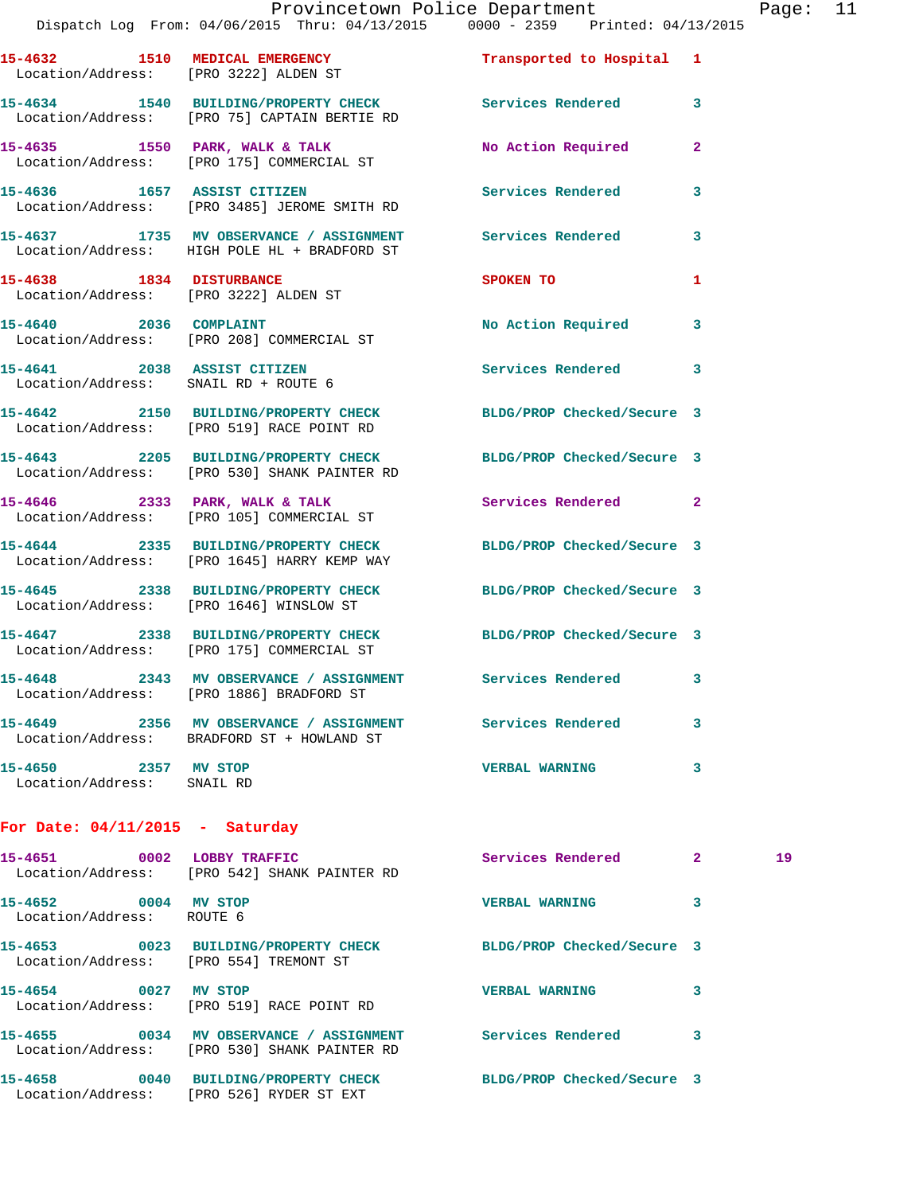| Call Number | Time | Call Reason | Action | Priority |
|---|---|---|---|---|
| 15-4632 | 1510 | MEDICAL EMERGENCY | Transported to Hospital | 1 |
| Location/Address: | | [PRO 3222] ALDEN ST | | |
| 15-4634 | 1540 | BUILDING/PROPERTY CHECK | Services Rendered | 3 |
| Location/Address: | | [PRO 75] CAPTAIN BERTIE RD | | |
| 15-4635 | 1550 | PARK, WALK & TALK | No Action Required | 2 |
| Location/Address: | | [PRO 175] COMMERCIAL ST | | |
| 15-4636 | 1657 | ASSIST CITIZEN | Services Rendered | 3 |
| Location/Address: | | [PRO 3485] JEROME SMITH RD | | |
| 15-4637 | 1735 | MV OBSERVANCE / ASSIGNMENT | Services Rendered | 3 |
| Location/Address: | | HIGH POLE HL + BRADFORD ST | | |
| 15-4638 | 1834 | DISTURBANCE | SPOKEN TO | 1 |
| Location/Address: | | [PRO 3222] ALDEN ST | | |
| 15-4640 | 2036 | COMPLAINT | No Action Required | 3 |
| Location/Address: | | [PRO 208] COMMERCIAL ST | | |
| 15-4641 | 2038 | ASSIST CITIZEN | Services Rendered | 3 |
| Location/Address: | | SNAIL RD + ROUTE 6 | | |
| 15-4642 | 2150 | BUILDING/PROPERTY CHECK | BLDG/PROP Checked/Secure | 3 |
| Location/Address: | | [PRO 519] RACE POINT RD | | |
| 15-4643 | 2205 | BUILDING/PROPERTY CHECK | BLDG/PROP Checked/Secure | 3 |
| Location/Address: | | [PRO 530] SHANK PAINTER RD | | |
| 15-4646 | 2333 | PARK, WALK & TALK | Services Rendered | 2 |
| Location/Address: | | [PRO 105] COMMERCIAL ST | | |
| 15-4644 | 2335 | BUILDING/PROPERTY CHECK | BLDG/PROP Checked/Secure | 3 |
| Location/Address: | | [PRO 1645] HARRY KEMP WAY | | |
| 15-4645 | 2338 | BUILDING/PROPERTY CHECK | BLDG/PROP Checked/Secure | 3 |
| Location/Address: | | [PRO 1646] WINSLOW ST | | |
| 15-4647 | 2338 | BUILDING/PROPERTY CHECK | BLDG/PROP Checked/Secure | 3 |
| Location/Address: | | [PRO 175] COMMERCIAL ST | | |
| 15-4648 | 2343 | MV OBSERVANCE / ASSIGNMENT | Services Rendered | 3 |
| Location/Address: | | [PRO 1886] BRADFORD ST | | |
| 15-4649 | 2356 | MV OBSERVANCE / ASSIGNMENT | Services Rendered | 3 |
| Location/Address: | | BRADFORD ST + HOWLAND ST | | |
| 15-4650 | 2357 | MV STOP | VERBAL WARNING | 3 |
| Location/Address: | | SNAIL RD | | |

**For Date: 04/11/2015 - Saturday**

| Call Number | Time | Call Reason | Action | Priority | |
|---|---|---|---|---|---|
| 15-4651 | 0002 | LOBBY TRAFFIC | Services Rendered | 2 | 19 |
| Location/Address: | | [PRO 542] SHANK PAINTER RD | | | |
| 15-4652 | 0004 | MV STOP | VERBAL WARNING | 3 | |
| Location/Address: | | ROUTE 6 | | | |
| 15-4653 | 0023 | BUILDING/PROPERTY CHECK | BLDG/PROP Checked/Secure | 3 | |
| Location/Address: | | [PRO 554] TREMONT ST | | | |
| 15-4654 | 0027 | MV STOP | VERBAL WARNING | 3 | |
| Location/Address: | | [PRO 519] RACE POINT RD | | | |
| 15-4655 | 0034 | MV OBSERVANCE / ASSIGNMENT | Services Rendered | 3 | |
| Location/Address: | | [PRO 530] SHANK PAINTER RD | | | |
| 15-4658 | 0040 | BUILDING/PROPERTY CHECK | BLDG/PROP Checked/Secure | 3 | |
| Location/Address: | | [PRO 526] RYDER ST EXT | | | |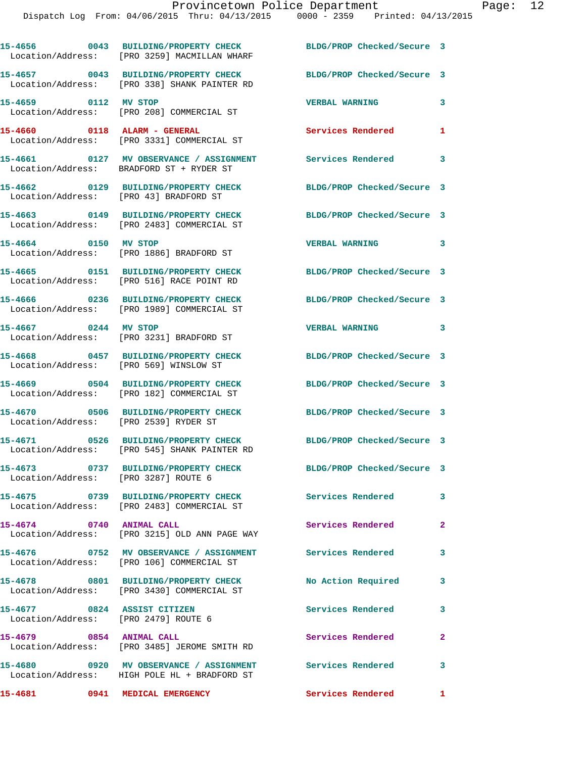15-4656 0043 BUILDING/PROPERTY CHECK BLDG/PROP Checked/Secure 3
Location/Address: [PRO 3259] MACMILLAN WHARF

15-4657 0043 BUILDING/PROPERTY CHECK BLDG/PROP Checked/Secure 3
Location/Address: [PRO 338] SHANK PAINTER RD

15-4659 0112 MV STOP VERBAL WARNING 3
Location/Address: [PRO 208] COMMERCIAL ST

15-4660 0118 ALARM - GENERAL Services Rendered 1
Location/Address: [PRO 3331] COMMERCIAL ST

15-4661 0127 MV OBSERVANCE / ASSIGNMENT Services Rendered 3
Location/Address: BRADFORD ST + RYDER ST

15-4662 0129 BUILDING/PROPERTY CHECK BLDG/PROP Checked/Secure 3
Location/Address: [PRO 43] BRADFORD ST

15-4663 0149 BUILDING/PROPERTY CHECK BLDG/PROP Checked/Secure 3
Location/Address: [PRO 2483] COMMERCIAL ST

15-4664 0150 MV STOP VERBAL WARNING 3
Location/Address: [PRO 1886] BRADFORD ST

15-4665 0151 BUILDING/PROPERTY CHECK BLDG/PROP Checked/Secure 3
Location/Address: [PRO 516] RACE POINT RD

15-4666 0236 BUILDING/PROPERTY CHECK BLDG/PROP Checked/Secure 3
Location/Address: [PRO 1989] COMMERCIAL ST

15-4667 0244 MV STOP VERBAL WARNING 3
Location/Address: [PRO 3231] BRADFORD ST

15-4668 0457 BUILDING/PROPERTY CHECK BLDG/PROP Checked/Secure 3
Location/Address: [PRO 569] WINSLOW ST

15-4669 0504 BUILDING/PROPERTY CHECK BLDG/PROP Checked/Secure 3
Location/Address: [PRO 182] COMMERCIAL ST

15-4670 0506 BUILDING/PROPERTY CHECK BLDG/PROP Checked/Secure 3
Location/Address: [PRO 2539] RYDER ST

15-4671 0526 BUILDING/PROPERTY CHECK BLDG/PROP Checked/Secure 3
Location/Address: [PRO 545] SHANK PAINTER RD

15-4673 0737 BUILDING/PROPERTY CHECK BLDG/PROP Checked/Secure 3
Location/Address: [PRO 3287] ROUTE 6

15-4675 0739 BUILDING/PROPERTY CHECK Services Rendered 3
Location/Address: [PRO 2483] COMMERCIAL ST

15-4674 0740 ANIMAL CALL Services Rendered 2
Location/Address: [PRO 3215] OLD ANN PAGE WAY

15-4676 0752 MV OBSERVANCE / ASSIGNMENT Services Rendered 3
Location/Address: [PRO 106] COMMERCIAL ST

15-4678 0801 BUILDING/PROPERTY CHECK No Action Required 3
Location/Address: [PRO 3430] COMMERCIAL ST

15-4677 0824 ASSIST CITIZEN Services Rendered 3
Location/Address: [PRO 2479] ROUTE 6

15-4679 0854 ANIMAL CALL Services Rendered 2
Location/Address: [PRO 3485] JEROME SMITH RD

15-4680 0920 MV OBSERVANCE / ASSIGNMENT Services Rendered 3
Location/Address: HIGH POLE HL + BRADFORD ST

15-4681 0941 MEDICAL EMERGENCY Services Rendered 1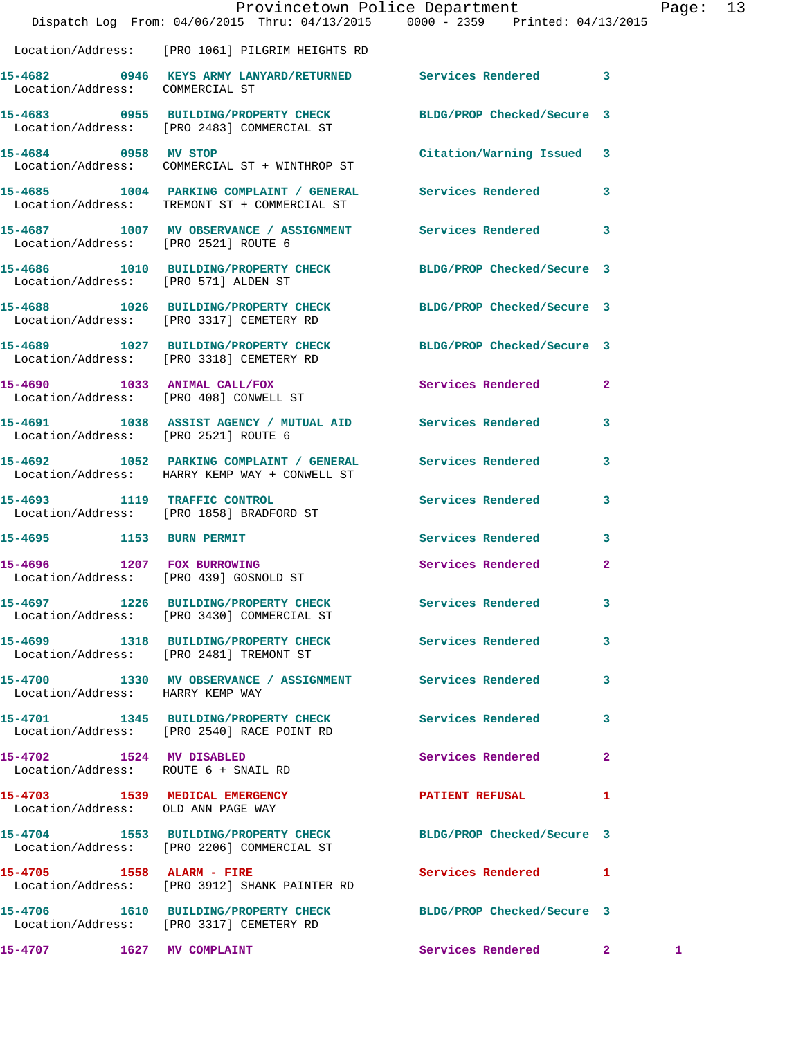Location/Address: [PRO 1061] PILGRIM HEIGHTS RD

15-4682 0946 KEYS ARMY LANYARD/RETURNED Services Rendered 3
Location/Address: COMMERCIAL ST

15-4683 0955 BUILDING/PROPERTY CHECK BLDG/PROP Checked/Secure 3
Location/Address: [PRO 2483] COMMERCIAL ST

15-4684 0958 MV STOP Citation/Warning Issued 3
Location/Address: COMMERCIAL ST + WINTHROP ST

15-4685 1004 PARKING COMPLAINT / GENERAL Services Rendered 3
Location/Address: TREMONT ST + COMMERCIAL ST

15-4687 1007 MV OBSERVANCE / ASSIGNMENT Services Rendered 3
Location/Address: [PRO 2521] ROUTE 6

15-4686 1010 BUILDING/PROPERTY CHECK BLDG/PROP Checked/Secure 3
Location/Address: [PRO 571] ALDEN ST

15-4688 1026 BUILDING/PROPERTY CHECK BLDG/PROP Checked/Secure 3
Location/Address: [PRO 3317] CEMETERY RD

15-4689 1027 BUILDING/PROPERTY CHECK BLDG/PROP Checked/Secure 3
Location/Address: [PRO 3318] CEMETERY RD

15-4690 1033 ANIMAL CALL/FOX Services Rendered 2
Location/Address: [PRO 408] CONWELL ST

15-4691 1038 ASSIST AGENCY / MUTUAL AID Services Rendered 3
Location/Address: [PRO 2521] ROUTE 6

15-4692 1052 PARKING COMPLAINT / GENERAL Services Rendered 3
Location/Address: HARRY KEMP WAY + CONWELL ST

15-4693 1119 TRAFFIC CONTROL Services Rendered 3
Location/Address: [PRO 1858] BRADFORD ST

15-4695 1153 BURN PERMIT Services Rendered 3

15-4696 1207 FOX BURROWING Services Rendered 2
Location/Address: [PRO 439] GOSNOLD ST

15-4697 1226 BUILDING/PROPERTY CHECK Services Rendered 3
Location/Address: [PRO 3430] COMMERCIAL ST

15-4699 1318 BUILDING/PROPERTY CHECK Services Rendered 3
Location/Address: [PRO 2481] TREMONT ST

15-4700 1330 MV OBSERVANCE / ASSIGNMENT Services Rendered 3
Location/Address: HARRY KEMP WAY

15-4701 1345 BUILDING/PROPERTY CHECK Services Rendered 3
Location/Address: [PRO 2540] RACE POINT RD

15-4702 1524 MV DISABLED Services Rendered 2
Location/Address: ROUTE 6 + SNAIL RD

15-4703 1539 MEDICAL EMERGENCY PATIENT REFUSAL 1
Location/Address: OLD ANN PAGE WAY

15-4704 1553 BUILDING/PROPERTY CHECK BLDG/PROP Checked/Secure 3
Location/Address: [PRO 2206] COMMERCIAL ST

15-4705 1558 ALARM - FIRE Services Rendered 1
Location/Address: [PRO 3912] SHANK PAINTER RD

15-4706 1610 BUILDING/PROPERTY CHECK BLDG/PROP Checked/Secure 3
Location/Address: [PRO 3317] CEMETERY RD

15-4707 1627 MV COMPLAINT Services Rendered 2 1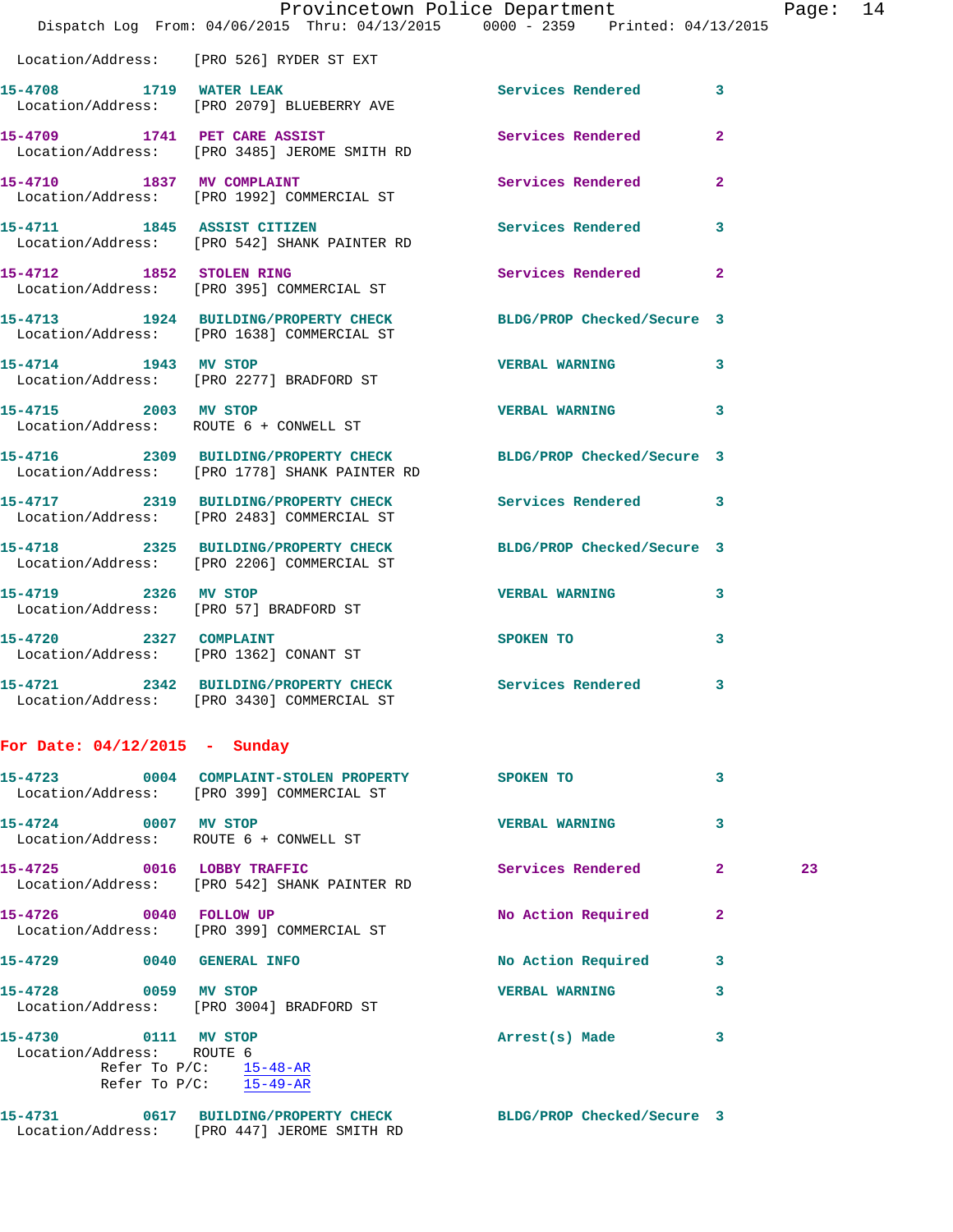Location/Address: [PRO 526] RYDER ST EXT

**15-4708** 1719 **WATER LEAK** Services Rendered 3
Location/Address: [PRO 2079] BLUEBERRY AVE

**15-4709** 1741 **PET CARE ASSIST** Services Rendered 2
Location/Address: [PRO 3485] JEROME SMITH RD

**15-4710** 1837 **MV COMPLAINT** Services Rendered 2
Location/Address: [PRO 1992] COMMERCIAL ST

**15-4711** 1845 **ASSIST CITIZEN** Services Rendered 3
Location/Address: [PRO 542] SHANK PAINTER RD

**15-4712** 1852 **STOLEN RING** Services Rendered 2
Location/Address: [PRO 395] COMMERCIAL ST

**15-4713** 1924 **BUILDING/PROPERTY CHECK** BLDG/PROP Checked/Secure 3
Location/Address: [PRO 1638] COMMERCIAL ST

**15-4714** 1943 **MV STOP** VERBAL WARNING 3
Location/Address: [PRO 2277] BRADFORD ST

**15-4715** 2003 **MV STOP** VERBAL WARNING 3
Location/Address: ROUTE 6 + CONWELL ST

**15-4716** 2309 **BUILDING/PROPERTY CHECK** BLDG/PROP Checked/Secure 3
Location/Address: [PRO 1778] SHANK PAINTER RD

**15-4717** 2319 **BUILDING/PROPERTY CHECK** Services Rendered 3
Location/Address: [PRO 2483] COMMERCIAL ST

**15-4718** 2325 **BUILDING/PROPERTY CHECK** BLDG/PROP Checked/Secure 3
Location/Address: [PRO 2206] COMMERCIAL ST

**15-4719** 2326 **MV STOP** VERBAL WARNING 3
Location/Address: [PRO 57] BRADFORD ST

**15-4720** 2327 **COMPLAINT** SPOKEN TO 3
Location/Address: [PRO 1362] CONANT ST

**15-4721** 2342 **BUILDING/PROPERTY CHECK** Services Rendered 3
Location/Address: [PRO 3430] COMMERCIAL ST

## For Date: 04/12/2015 - Sunday

**15-4723** 0004 **COMPLAINT-STOLEN PROPERTY** SPOKEN TO 3
Location/Address: [PRO 399] COMMERCIAL ST

**15-4724** 0007 **MV STOP** VERBAL WARNING 3
Location/Address: ROUTE 6 + CONWELL ST

**15-4725** 0016 **LOBBY TRAFFIC** Services Rendered 2 23
Location/Address: [PRO 542] SHANK PAINTER RD

**15-4726** 0040 **FOLLOW UP** No Action Required 2
Location/Address: [PRO 399] COMMERCIAL ST

**15-4729** 0040 **GENERAL INFO** No Action Required 3

**15-4728** 0059 **MV STOP** VERBAL WARNING 3
Location/Address: [PRO 3004] BRADFORD ST

**15-4730** 0111 **MV STOP** Arrest(s) Made 3
Location/Address: ROUTE 6
Refer To P/C: 15-48-AR
Refer To P/C: 15-49-AR

**15-4731** 0617 **BUILDING/PROPERTY CHECK** BLDG/PROP Checked/Secure 3
Location/Address: [PRO 447] JEROME SMITH RD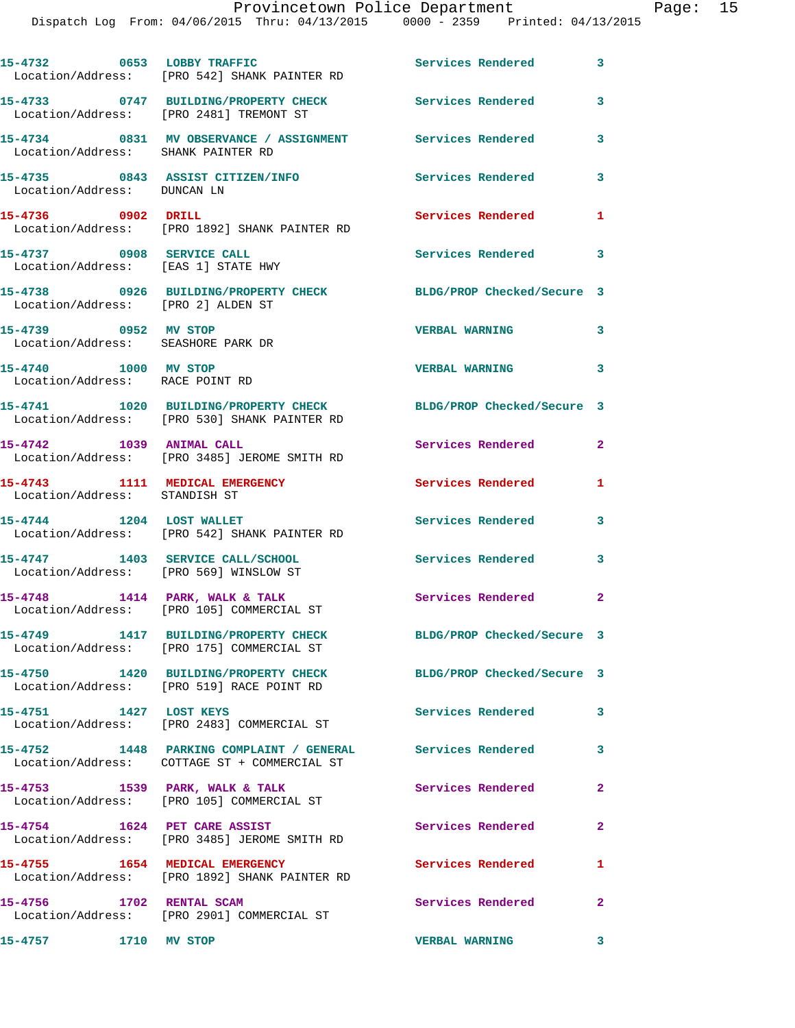15-4732 0653 LOBBY TRAFFIC Services Rendered 3
Location/Address: [PRO 542] SHANK PAINTER RD

15-4733 0747 BUILDING/PROPERTY CHECK Services Rendered 3
Location/Address: [PRO 2481] TREMONT ST

15-4734 0831 MV OBSERVANCE / ASSIGNMENT Services Rendered 3
Location/Address: SHANK PAINTER RD

15-4735 0843 ASSIST CITIZEN/INFO Services Rendered 3
Location/Address: DUNCAN LN

15-4736 0902 DRILL Services Rendered 1
Location/Address: [PRO 1892] SHANK PAINTER RD

15-4737 0908 SERVICE CALL Services Rendered 3
Location/Address: [EAS 1] STATE HWY

15-4738 0926 BUILDING/PROPERTY CHECK BLDG/PROP Checked/Secure 3
Location/Address: [PRO 2] ALDEN ST

15-4739 0952 MV STOP VERBAL WARNING 3
Location/Address: SEASHORE PARK DR

15-4740 1000 MV STOP VERBAL WARNING 3
Location/Address: RACE POINT RD

15-4741 1020 BUILDING/PROPERTY CHECK BLDG/PROP Checked/Secure 3
Location/Address: [PRO 530] SHANK PAINTER RD

15-4742 1039 ANIMAL CALL Services Rendered 2
Location/Address: [PRO 3485] JEROME SMITH RD

15-4743 1111 MEDICAL EMERGENCY Services Rendered 1
Location/Address: STANDISH ST

15-4744 1204 LOST WALLET Services Rendered 3
Location/Address: [PRO 542] SHANK PAINTER RD

15-4747 1403 SERVICE CALL/SCHOOL Services Rendered 3
Location/Address: [PRO 569] WINSLOW ST

15-4748 1414 PARK, WALK & TALK Services Rendered 2
Location/Address: [PRO 105] COMMERCIAL ST

15-4749 1417 BUILDING/PROPERTY CHECK BLDG/PROP Checked/Secure 3
Location/Address: [PRO 175] COMMERCIAL ST

15-4750 1420 BUILDING/PROPERTY CHECK BLDG/PROP Checked/Secure 3
Location/Address: [PRO 519] RACE POINT RD

15-4751 1427 LOST KEYS Services Rendered 3
Location/Address: [PRO 2483] COMMERCIAL ST

15-4752 1448 PARKING COMPLAINT / GENERAL Services Rendered 3
Location/Address: COTTAGE ST + COMMERCIAL ST

15-4753 1539 PARK, WALK & TALK Services Rendered 2
Location/Address: [PRO 105] COMMERCIAL ST

15-4754 1624 PET CARE ASSIST Services Rendered 2
Location/Address: [PRO 3485] JEROME SMITH RD

15-4755 1654 MEDICAL EMERGENCY Services Rendered 1
Location/Address: [PRO 1892] SHANK PAINTER RD

15-4756 1702 RENTAL SCAM Services Rendered 2
Location/Address: [PRO 2901] COMMERCIAL ST

15-4757 1710 MV STOP VERBAL WARNING 3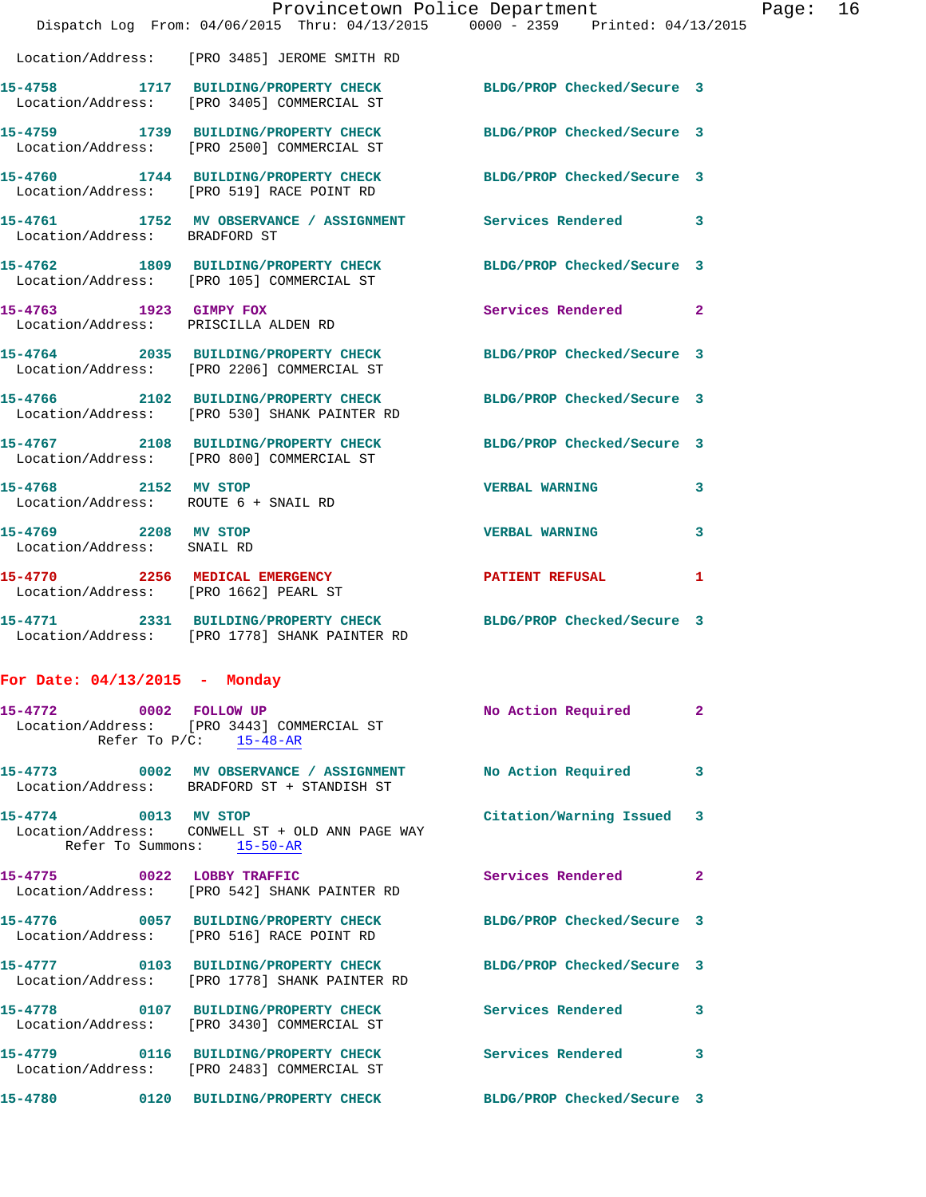Location/Address: [PRO 3485] JEROME SMITH RD

**15-4758** 1717 **BUILDING/PROPERTY CHECK** BLDG/PROP Checked/Secure 3
Location/Address: [PRO 3405] COMMERCIAL ST

**15-4759** 1739 **BUILDING/PROPERTY CHECK** BLDG/PROP Checked/Secure 3
Location/Address: [PRO 2500] COMMERCIAL ST

**15-4760** 1744 **BUILDING/PROPERTY CHECK** BLDG/PROP Checked/Secure 3
Location/Address: [PRO 519] RACE POINT RD

**15-4761** 1752 **MV OBSERVANCE / ASSIGNMENT** Services Rendered 3
Location/Address: BRADFORD ST

**15-4762** 1809 **BUILDING/PROPERTY CHECK** BLDG/PROP Checked/Secure 3
Location/Address: [PRO 105] COMMERCIAL ST

**15-4763** 1923 **GIMPY FOX** Services Rendered 2
Location/Address: PRISCILLA ALDEN RD

**15-4764** 2035 **BUILDING/PROPERTY CHECK** BLDG/PROP Checked/Secure 3
Location/Address: [PRO 2206] COMMERCIAL ST

**15-4766** 2102 **BUILDING/PROPERTY CHECK** BLDG/PROP Checked/Secure 3
Location/Address: [PRO 530] SHANK PAINTER RD

**15-4767** 2108 **BUILDING/PROPERTY CHECK** BLDG/PROP Checked/Secure 3
Location/Address: [PRO 800] COMMERCIAL ST

**15-4768** 2152 **MV STOP** VERBAL WARNING 3
Location/Address: ROUTE 6 + SNAIL RD

**15-4769** 2208 **MV STOP** VERBAL WARNING 3
Location/Address: SNAIL RD

**15-4770** 2256 **MEDICAL EMERGENCY** PATIENT REFUSAL 1
Location/Address: [PRO 1662] PEARL ST

**15-4771** 2331 **BUILDING/PROPERTY CHECK** BLDG/PROP Checked/Secure 3
Location/Address: [PRO 1778] SHANK PAINTER RD

## For Date: 04/13/2015 - Monday

**15-4772** 0002 **FOLLOW UP** No Action Required 2
Location/Address: [PRO 3443] COMMERCIAL ST
Refer To P/C: 15-48-AR

**15-4773** 0002 **MV OBSERVANCE / ASSIGNMENT** No Action Required 3
Location/Address: BRADFORD ST + STANDISH ST

**15-4774** 0013 **MV STOP** Citation/Warning Issued 3
Location/Address: CONWELL ST + OLD ANN PAGE WAY
Refer To Summons: 15-50-AR

**15-4775** 0022 **LOBBY TRAFFIC** Services Rendered 2
Location/Address: [PRO 542] SHANK PAINTER RD

**15-4776** 0057 **BUILDING/PROPERTY CHECK** BLDG/PROP Checked/Secure 3
Location/Address: [PRO 516] RACE POINT RD

**15-4777** 0103 **BUILDING/PROPERTY CHECK** BLDG/PROP Checked/Secure 3
Location/Address: [PRO 1778] SHANK PAINTER RD

**15-4778** 0107 **BUILDING/PROPERTY CHECK** Services Rendered 3
Location/Address: [PRO 3430] COMMERCIAL ST

**15-4779** 0116 **BUILDING/PROPERTY CHECK** Services Rendered 3
Location/Address: [PRO 2483] COMMERCIAL ST

**15-4780** 0120 **BUILDING/PROPERTY CHECK** BLDG/PROP Checked/Secure 3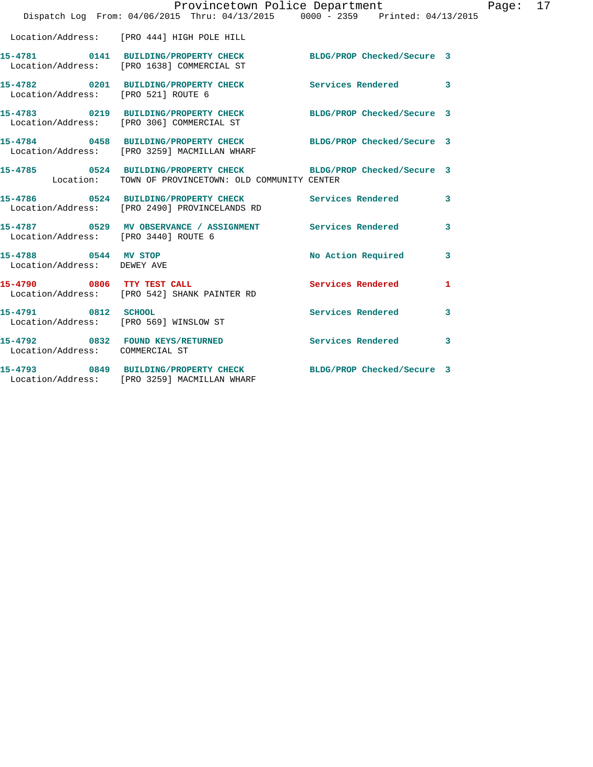Location/Address: [PRO 444] HIGH POLE HILL

**15-4781 0141 BUILDING/PROPERTY CHECK** BLDG/PROP Checked/Secure 3
Location/Address: [PRO 1638] COMMERCIAL ST

**15-4782 0201 BUILDING/PROPERTY CHECK** Services Rendered 3
Location/Address: [PRO 521] ROUTE 6

**15-4783 0219 BUILDING/PROPERTY CHECK** BLDG/PROP Checked/Secure 3
Location/Address: [PRO 306] COMMERCIAL ST

**15-4784 0458 BUILDING/PROPERTY CHECK** BLDG/PROP Checked/Secure 3
Location/Address: [PRO 3259] MACMILLAN WHARF

**15-4785 0524 BUILDING/PROPERTY CHECK** BLDG/PROP Checked/Secure 3
Location: TOWN OF PROVINCETOWN: OLD COMMUNITY CENTER

**15-4786 0524 BUILDING/PROPERTY CHECK** Services Rendered 3
Location/Address: [PRO 2490] PROVINCELANDS RD

**15-4787 0529 MV OBSERVANCE / ASSIGNMENT** Services Rendered 3
Location/Address: [PRO 3440] ROUTE 6

**15-4788 0544 MV STOP** No Action Required 3
Location/Address: DEWEY AVE

**15-4790 0806 TTY TEST CALL** Services Rendered 1
Location/Address: [PRO 542] SHANK PAINTER RD

**15-4791 0812 SCHOOL** Services Rendered 3
Location/Address: [PRO 569] WINSLOW ST

**15-4792 0832 FOUND KEYS/RETURNED** Services Rendered 3
Location/Address: COMMERCIAL ST

**15-4793 0849 BUILDING/PROPERTY CHECK** BLDG/PROP Checked/Secure 3
Location/Address: [PRO 3259] MACMILLAN WHARF